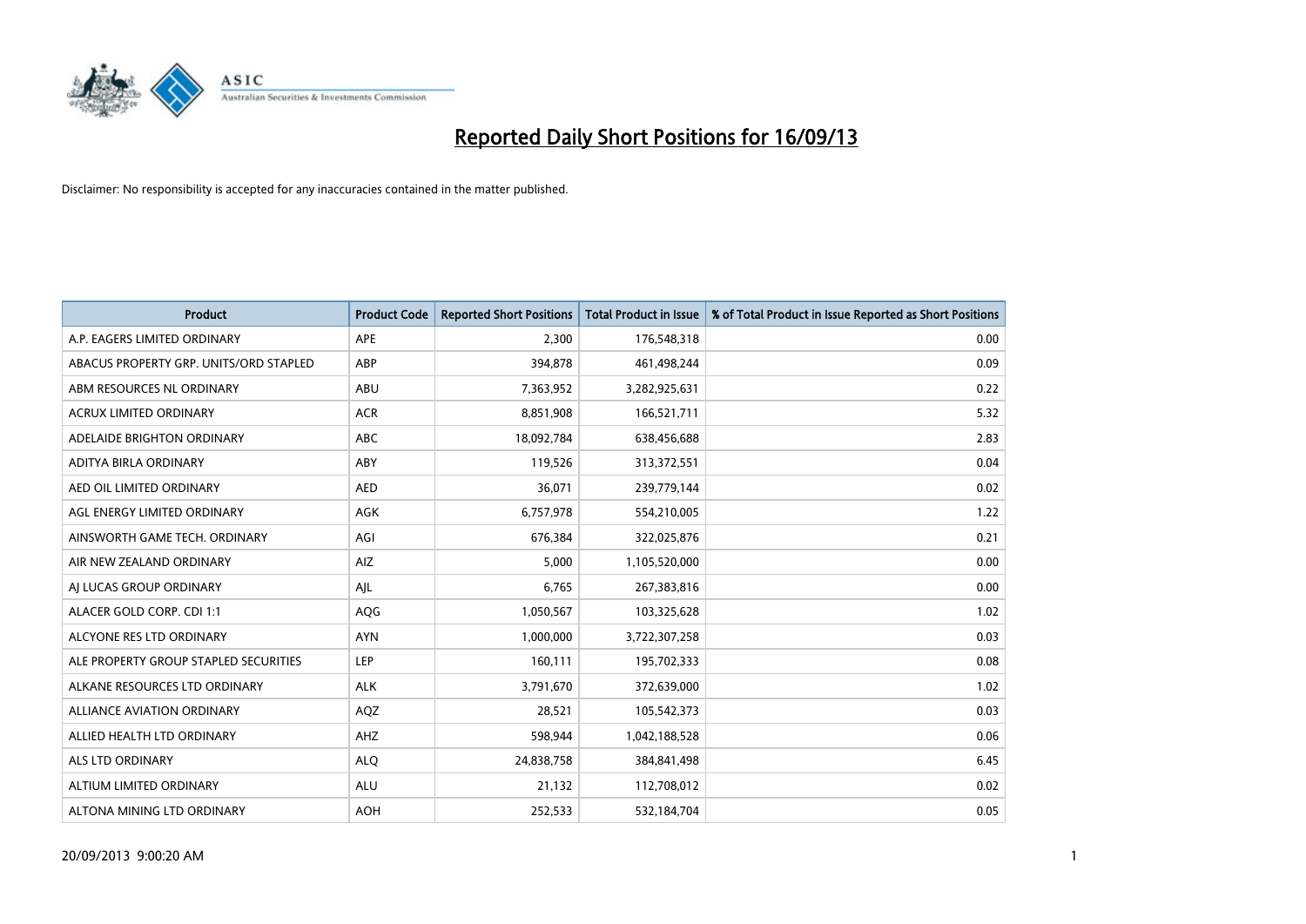# Reported Daily Short Positions for 16/09/13

Disclaimer: No responsibility is accepted for any inaccuracies contained in the matter published.

| Product | Product Code | Reported Short Positions | Total Product in Issue | % of Total Product in Issue Reported as Short Positions |
|---|---|---|---|---|
| A.P. EAGERS LIMITED ORDINARY | APE | 2,300 | 176,548,318 | 0.00 |
| ABACUS PROPERTY GRP. UNITS/ORD STAPLED | ABP | 394,878 | 461,498,244 | 0.09 |
| ABM RESOURCES NL ORDINARY | ABU | 7,363,952 | 3,282,925,631 | 0.22 |
| ACRUX LIMITED ORDINARY | ACR | 8,851,908 | 166,521,711 | 5.32 |
| ADELAIDE BRIGHTON ORDINARY | ABC | 18,092,784 | 638,456,688 | 2.83 |
| ADITYA BIRLA ORDINARY | ABY | 119,526 | 313,372,551 | 0.04 |
| AED OIL LIMITED ORDINARY | AED | 36,071 | 239,779,144 | 0.02 |
| AGL ENERGY LIMITED ORDINARY | AGK | 6,757,978 | 554,210,005 | 1.22 |
| AINSWORTH GAME TECH. ORDINARY | AGI | 676,384 | 322,025,876 | 0.21 |
| AIR NEW ZEALAND ORDINARY | AIZ | 5,000 | 1,105,520,000 | 0.00 |
| AJ LUCAS GROUP ORDINARY | AJL | 6,765 | 267,383,816 | 0.00 |
| ALACER GOLD CORP. CDI 1:1 | AQG | 1,050,567 | 103,325,628 | 1.02 |
| ALCYONE RES LTD ORDINARY | AYN | 1,000,000 | 3,722,307,258 | 0.03 |
| ALE PROPERTY GROUP STAPLED SECURITIES | LEP | 160,111 | 195,702,333 | 0.08 |
| ALKANE RESOURCES LTD ORDINARY | ALK | 3,791,670 | 372,639,000 | 1.02 |
| ALLIANCE AVIATION ORDINARY | AQZ | 28,521 | 105,542,373 | 0.03 |
| ALLIED HEALTH LTD ORDINARY | AHZ | 598,944 | 1,042,188,528 | 0.06 |
| ALS LTD ORDINARY | ALQ | 24,838,758 | 384,841,498 | 6.45 |
| ALTIUM LIMITED ORDINARY | ALU | 21,132 | 112,708,012 | 0.02 |
| ALTONA MINING LTD ORDINARY | AOH | 252,533 | 532,184,704 | 0.05 |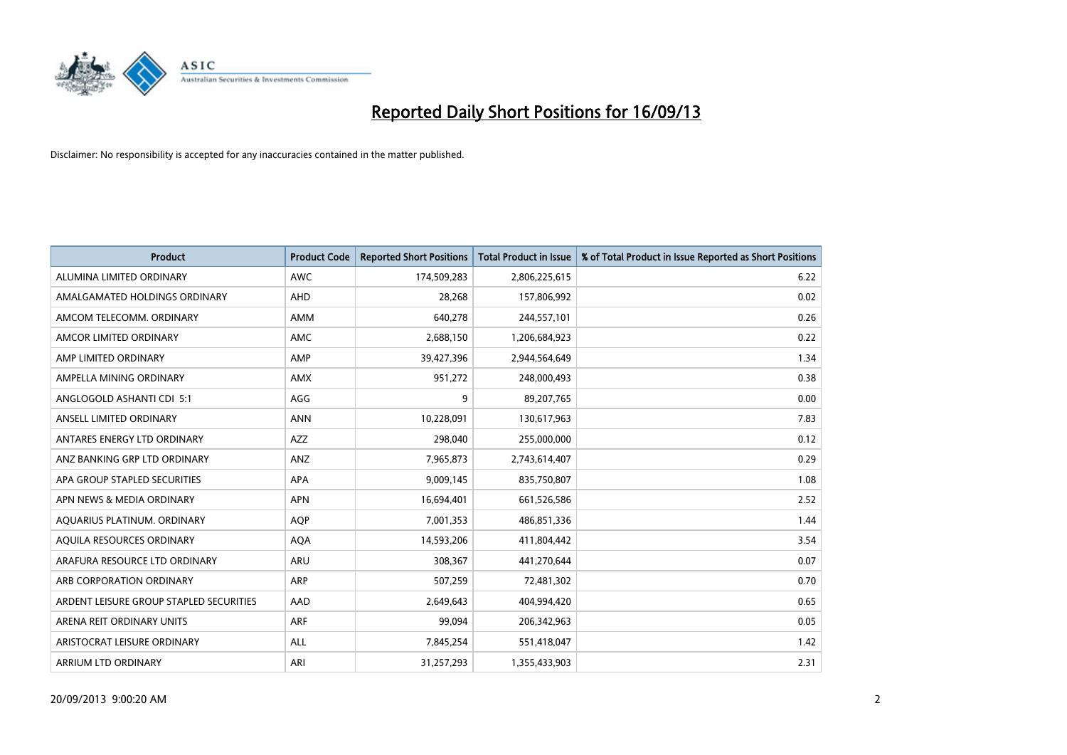# Reported Daily Short Positions for 16/09/13

Disclaimer: No responsibility is accepted for any inaccuracies contained in the matter published.

| Product | Product Code | Reported Short Positions | Total Product in Issue | % of Total Product in Issue Reported as Short Positions |
|---|---|---|---|---|
| ALUMINA LIMITED ORDINARY | AWC | 174,509,283 | 2,806,225,615 | 6.22 |
| AMALGAMATED HOLDINGS ORDINARY | AHD | 28,268 | 157,806,992 | 0.02 |
| AMCOM TELECOMM. ORDINARY | AMM | 640,278 | 244,557,101 | 0.26 |
| AMCOR LIMITED ORDINARY | AMC | 2,688,150 | 1,206,684,923 | 0.22 |
| AMP LIMITED ORDINARY | AMP | 39,427,396 | 2,944,564,649 | 1.34 |
| AMPELLA MINING ORDINARY | AMX | 951,272 | 248,000,493 | 0.38 |
| ANGLOGOLD ASHANTI CDI 5:1 | AGG | 9 | 89,207,765 | 0.00 |
| ANSELL LIMITED ORDINARY | ANN | 10,228,091 | 130,617,963 | 7.83 |
| ANTARES ENERGY LTD ORDINARY | AZZ | 298,040 | 255,000,000 | 0.12 |
| ANZ BANKING GRP LTD ORDINARY | ANZ | 7,965,873 | 2,743,614,407 | 0.29 |
| APA GROUP STAPLED SECURITIES | APA | 9,009,145 | 835,750,807 | 1.08 |
| APN NEWS & MEDIA ORDINARY | APN | 16,694,401 | 661,526,586 | 2.52 |
| AQUARIUS PLATINUM. ORDINARY | AQP | 7,001,353 | 486,851,336 | 1.44 |
| AQUILA RESOURCES ORDINARY | AQA | 14,593,206 | 411,804,442 | 3.54 |
| ARAFURA RESOURCE LTD ORDINARY | ARU | 308,367 | 441,270,644 | 0.07 |
| ARB CORPORATION ORDINARY | ARP | 507,259 | 72,481,302 | 0.70 |
| ARDENT LEISURE GROUP STAPLED SECURITIES | AAD | 2,649,643 | 404,994,420 | 0.65 |
| ARENA REIT ORDINARY UNITS | ARF | 99,094 | 206,342,963 | 0.05 |
| ARISTOCRAT LEISURE ORDINARY | ALL | 7,845,254 | 551,418,047 | 1.42 |
| ARRIUM LTD ORDINARY | ARI | 31,257,293 | 1,355,433,903 | 2.31 |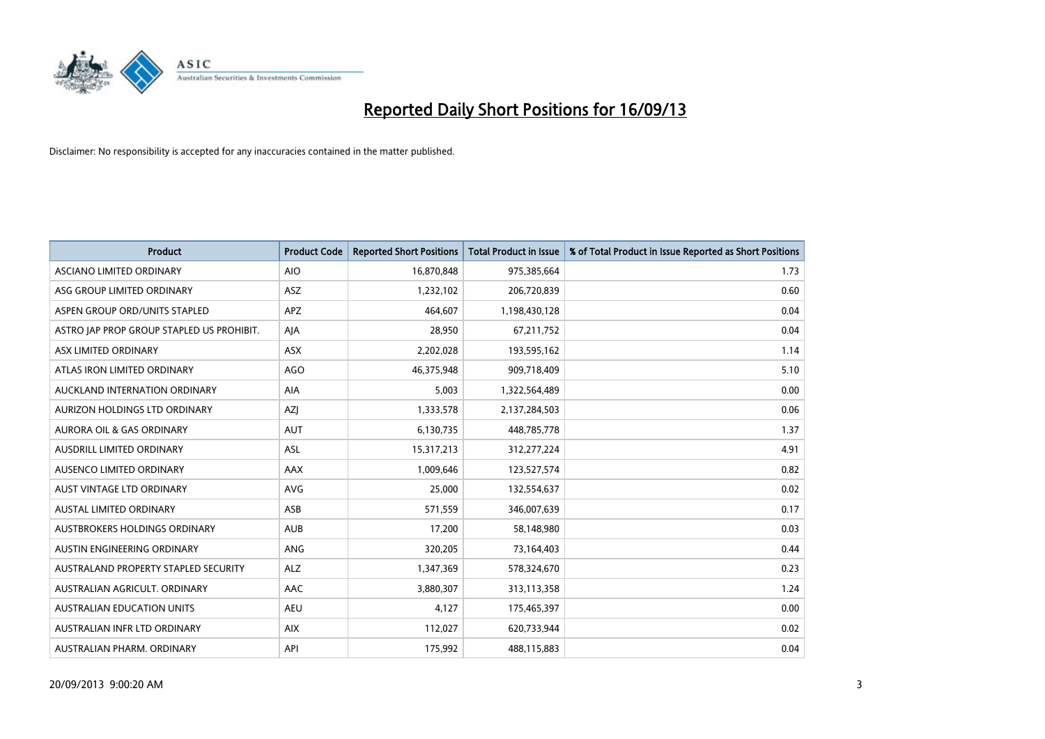# Reported Daily Short Positions for 16/09/13

Disclaimer: No responsibility is accepted for any inaccuracies contained in the matter published.

| Product | Product Code | Reported Short Positions | Total Product in Issue | % of Total Product in Issue Reported as Short Positions |
|---|---|---|---|---|
| ASCIANO LIMITED ORDINARY | AIO | 16,870,848 | 975,385,664 | 1.73 |
| ASG GROUP LIMITED ORDINARY | ASZ | 1,232,102 | 206,720,839 | 0.60 |
| ASPEN GROUP ORD/UNITS STAPLED | APZ | 464,607 | 1,198,430,128 | 0.04 |
| ASTRO JAP PROP GROUP STAPLED US PROHIBIT. | AJA | 28,950 | 67,211,752 | 0.04 |
| ASX LIMITED ORDINARY | ASX | 2,202,028 | 193,595,162 | 1.14 |
| ATLAS IRON LIMITED ORDINARY | AGO | 46,375,948 | 909,718,409 | 5.10 |
| AUCKLAND INTERNATION ORDINARY | AIA | 5,003 | 1,322,564,489 | 0.00 |
| AURIZON HOLDINGS LTD ORDINARY | AZJ | 1,333,578 | 2,137,284,503 | 0.06 |
| AURORA OIL & GAS ORDINARY | AUT | 6,130,735 | 448,785,778 | 1.37 |
| AUSDRILL LIMITED ORDINARY | ASL | 15,317,213 | 312,277,224 | 4.91 |
| AUSENCO LIMITED ORDINARY | AAX | 1,009,646 | 123,527,574 | 0.82 |
| AUST VINTAGE LTD ORDINARY | AVG | 25,000 | 132,554,637 | 0.02 |
| AUSTAL LIMITED ORDINARY | ASB | 571,559 | 346,007,639 | 0.17 |
| AUSTBROKERS HOLDINGS ORDINARY | AUB | 17,200 | 58,148,980 | 0.03 |
| AUSTIN ENGINEERING ORDINARY | ANG | 320,205 | 73,164,403 | 0.44 |
| AUSTRALAND PROPERTY STAPLED SECURITY | ALZ | 1,347,369 | 578,324,670 | 0.23 |
| AUSTRALIAN AGRICULT. ORDINARY | AAC | 3,880,307 | 313,113,358 | 1.24 |
| AUSTRALIAN EDUCATION UNITS | AEU | 4,127 | 175,465,397 | 0.00 |
| AUSTRALIAN INFR LTD ORDINARY | AIX | 112,027 | 620,733,944 | 0.02 |
| AUSTRALIAN PHARM. ORDINARY | API | 175,992 | 488,115,883 | 0.04 |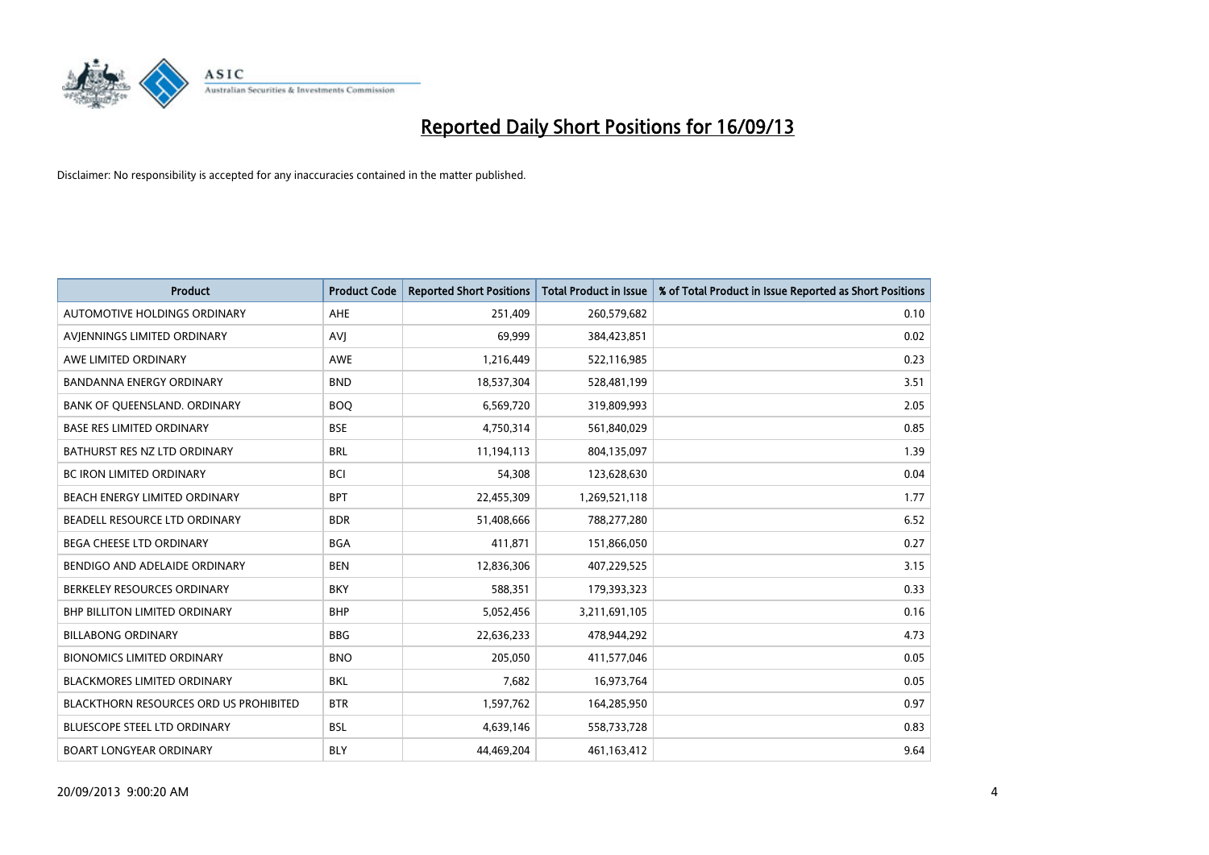# Reported Daily Short Positions for 16/09/13

Disclaimer: No responsibility is accepted for any inaccuracies contained in the matter published.

| Product | Product Code | Reported Short Positions | Total Product in Issue | % of Total Product in Issue Reported as Short Positions |
|---|---|---|---|---|
| AUTOMOTIVE HOLDINGS ORDINARY | AHE | 251,409 | 260,579,682 | 0.10 |
| AVJENNINGS LIMITED ORDINARY | AVJ | 69,999 | 384,423,851 | 0.02 |
| AWE LIMITED ORDINARY | AWE | 1,216,449 | 522,116,985 | 0.23 |
| BANDANNA ENERGY ORDINARY | BND | 18,537,304 | 528,481,199 | 3.51 |
| BANK OF QUEENSLAND. ORDINARY | BOQ | 6,569,720 | 319,809,993 | 2.05 |
| BASE RES LIMITED ORDINARY | BSE | 4,750,314 | 561,840,029 | 0.85 |
| BATHURST RES NZ LTD ORDINARY | BRL | 11,194,113 | 804,135,097 | 1.39 |
| BC IRON LIMITED ORDINARY | BCI | 54,308 | 123,628,630 | 0.04 |
| BEACH ENERGY LIMITED ORDINARY | BPT | 22,455,309 | 1,269,521,118 | 1.77 |
| BEADELL RESOURCE LTD ORDINARY | BDR | 51,408,666 | 788,277,280 | 6.52 |
| BEGA CHEESE LTD ORDINARY | BGA | 411,871 | 151,866,050 | 0.27 |
| BENDIGO AND ADELAIDE ORDINARY | BEN | 12,836,306 | 407,229,525 | 3.15 |
| BERKELEY RESOURCES ORDINARY | BKY | 588,351 | 179,393,323 | 0.33 |
| BHP BILLITON LIMITED ORDINARY | BHP | 5,052,456 | 3,211,691,105 | 0.16 |
| BILLABONG ORDINARY | BBG | 22,636,233 | 478,944,292 | 4.73 |
| BIONOMICS LIMITED ORDINARY | BNO | 205,050 | 411,577,046 | 0.05 |
| BLACKMORES LIMITED ORDINARY | BKL | 7,682 | 16,973,764 | 0.05 |
| BLACKTHORN RESOURCES ORD US PROHIBITED | BTR | 1,597,762 | 164,285,950 | 0.97 |
| BLUESCOPE STEEL LTD ORDINARY | BSL | 4,639,146 | 558,733,728 | 0.83 |
| BOART LONGYEAR ORDINARY | BLY | 44,469,204 | 461,163,412 | 9.64 |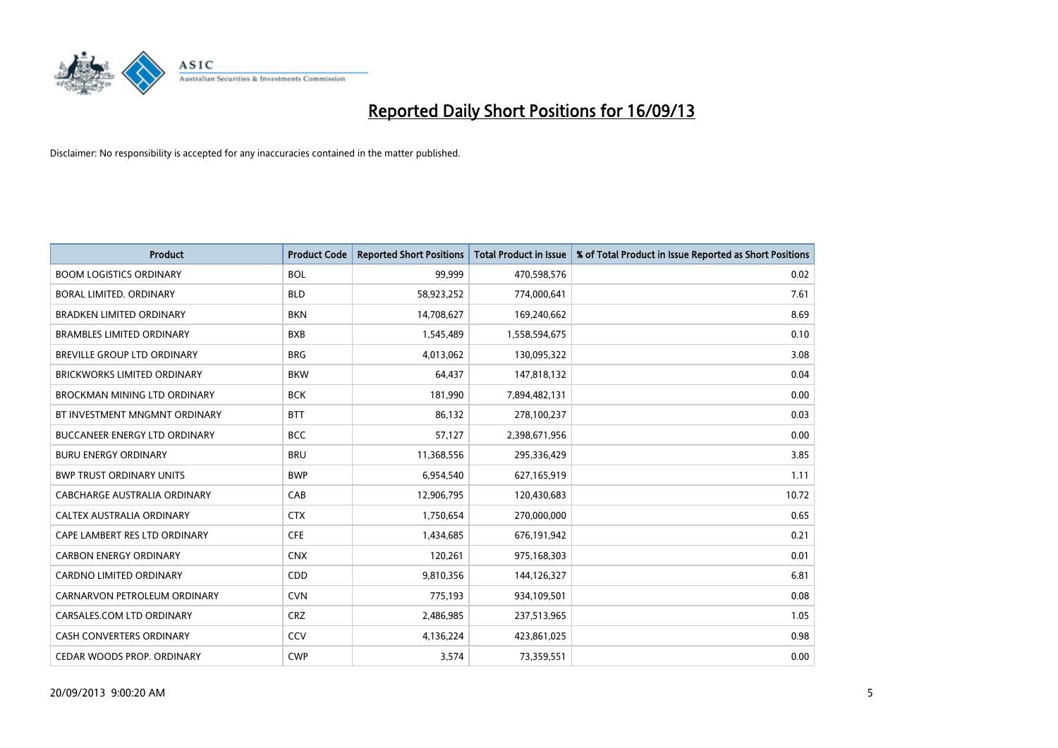# Reported Daily Short Positions for 16/09/13

Disclaimer: No responsibility is accepted for any inaccuracies contained in the matter published.

| Product | Product Code | Reported Short Positions | Total Product in Issue | % of Total Product in Issue Reported as Short Positions |
|---|---|---|---|---|
| BOOM LOGISTICS ORDINARY | BOL | 99,999 | 470,598,576 | 0.02 |
| BORAL LIMITED. ORDINARY | BLD | 58,923,252 | 774,000,641 | 7.61 |
| BRADKEN LIMITED ORDINARY | BKN | 14,708,627 | 169,240,662 | 8.69 |
| BRAMBLES LIMITED ORDINARY | BXB | 1,545,489 | 1,558,594,675 | 0.10 |
| BREVILLE GROUP LTD ORDINARY | BRG | 4,013,062 | 130,095,322 | 3.08 |
| BRICKWORKS LIMITED ORDINARY | BKW | 64,437 | 147,818,132 | 0.04 |
| BROCKMAN MINING LTD ORDINARY | BCK | 181,990 | 7,894,482,131 | 0.00 |
| BT INVESTMENT MNGMNT ORDINARY | BTT | 86,132 | 278,100,237 | 0.03 |
| BUCCANEER ENERGY LTD ORDINARY | BCC | 57,127 | 2,398,671,956 | 0.00 |
| BURU ENERGY ORDINARY | BRU | 11,368,556 | 295,336,429 | 3.85 |
| BWP TRUST ORDINARY UNITS | BWP | 6,954,540 | 627,165,919 | 1.11 |
| CABCHARGE AUSTRALIA ORDINARY | CAB | 12,906,795 | 120,430,683 | 10.72 |
| CALTEX AUSTRALIA ORDINARY | CTX | 1,750,654 | 270,000,000 | 0.65 |
| CAPE LAMBERT RES LTD ORDINARY | CFE | 1,434,685 | 676,191,942 | 0.21 |
| CARBON ENERGY ORDINARY | CNX | 120,261 | 975,168,303 | 0.01 |
| CARDNO LIMITED ORDINARY | CDD | 9,810,356 | 144,126,327 | 6.81 |
| CARNARVON PETROLEUM ORDINARY | CVN | 775,193 | 934,109,501 | 0.08 |
| CARSALES.COM LTD ORDINARY | CRZ | 2,486,985 | 237,513,965 | 1.05 |
| CASH CONVERTERS ORDINARY | CCV | 4,136,224 | 423,861,025 | 0.98 |
| CEDAR WOODS PROP. ORDINARY | CWP | 3,574 | 73,359,551 | 0.00 |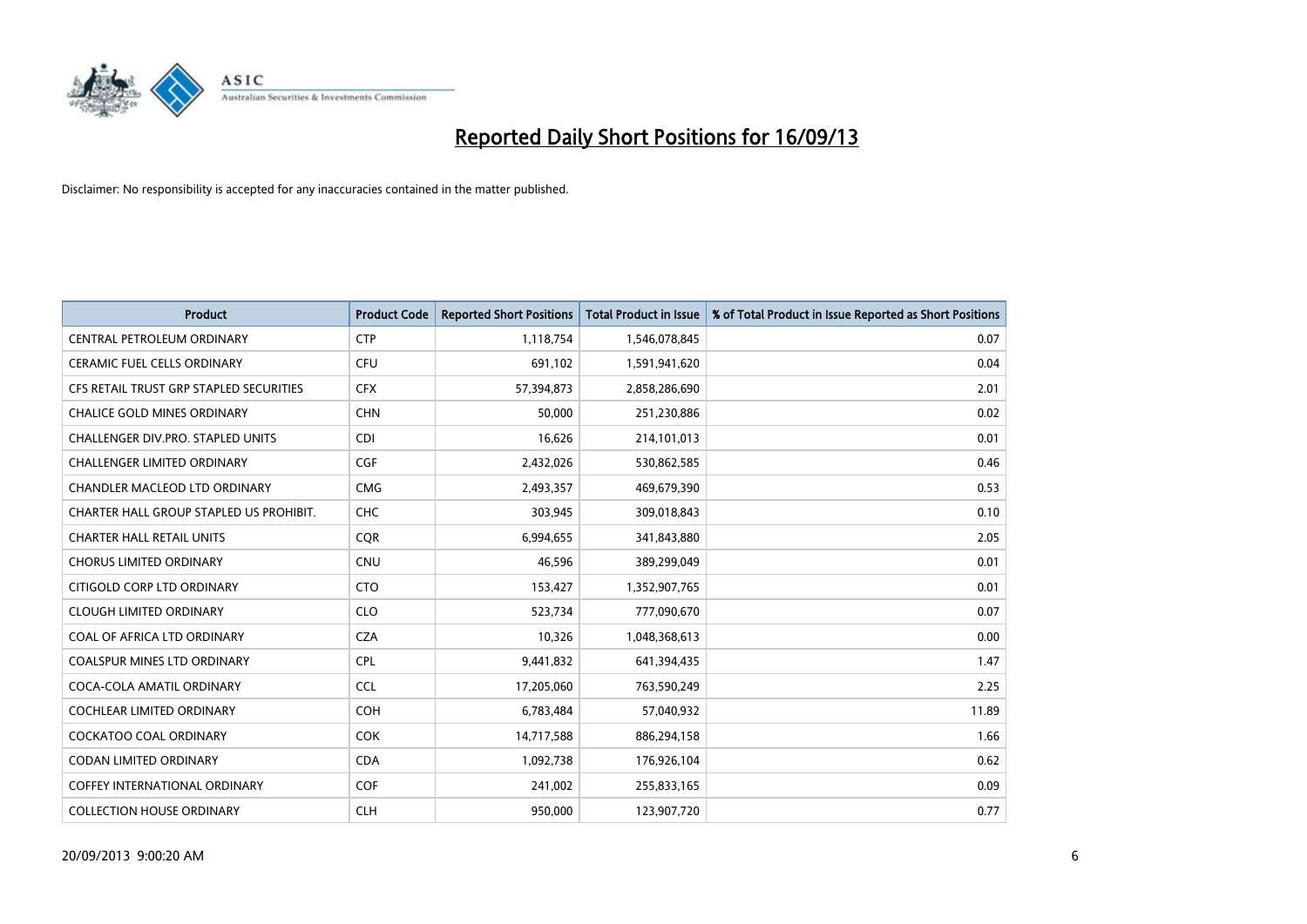# Reported Daily Short Positions for 16/09/13

Disclaimer: No responsibility is accepted for any inaccuracies contained in the matter published.

| Product | Product Code | Reported Short Positions | Total Product in Issue | % of Total Product in Issue Reported as Short Positions |
|---|---|---|---|---|
| CENTRAL PETROLEUM ORDINARY | CTP | 1,118,754 | 1,546,078,845 | 0.07 |
| CERAMIC FUEL CELLS ORDINARY | CFU | 691,102 | 1,591,941,620 | 0.04 |
| CFS RETAIL TRUST GRP STAPLED SECURITIES | CFX | 57,394,873 | 2,858,286,690 | 2.01 |
| CHALICE GOLD MINES ORDINARY | CHN | 50,000 | 251,230,886 | 0.02 |
| CHALLENGER DIV.PRO. STAPLED UNITS | CDI | 16,626 | 214,101,013 | 0.01 |
| CHALLENGER LIMITED ORDINARY | CGF | 2,432,026 | 530,862,585 | 0.46 |
| CHANDLER MACLEOD LTD ORDINARY | CMG | 2,493,357 | 469,679,390 | 0.53 |
| CHARTER HALL GROUP STAPLED US PROHIBIT. | CHC | 303,945 | 309,018,843 | 0.10 |
| CHARTER HALL RETAIL UNITS | CQR | 6,994,655 | 341,843,880 | 2.05 |
| CHORUS LIMITED ORDINARY | CNU | 46,596 | 389,299,049 | 0.01 |
| CITIGOLD CORP LTD ORDINARY | CTO | 153,427 | 1,352,907,765 | 0.01 |
| CLOUGH LIMITED ORDINARY | CLO | 523,734 | 777,090,670 | 0.07 |
| COAL OF AFRICA LTD ORDINARY | CZA | 10,326 | 1,048,368,613 | 0.00 |
| COALSPUR MINES LTD ORDINARY | CPL | 9,441,832 | 641,394,435 | 1.47 |
| COCA-COLA AMATIL ORDINARY | CCL | 17,205,060 | 763,590,249 | 2.25 |
| COCHLEAR LIMITED ORDINARY | COH | 6,783,484 | 57,040,932 | 11.89 |
| COCKATOO COAL ORDINARY | COK | 14,717,588 | 886,294,158 | 1.66 |
| CODAN LIMITED ORDINARY | CDA | 1,092,738 | 176,926,104 | 0.62 |
| COFFEY INTERNATIONAL ORDINARY | COF | 241,002 | 255,833,165 | 0.09 |
| COLLECTION HOUSE ORDINARY | CLH | 950,000 | 123,907,720 | 0.77 |

20/09/2013 9:00:20 AM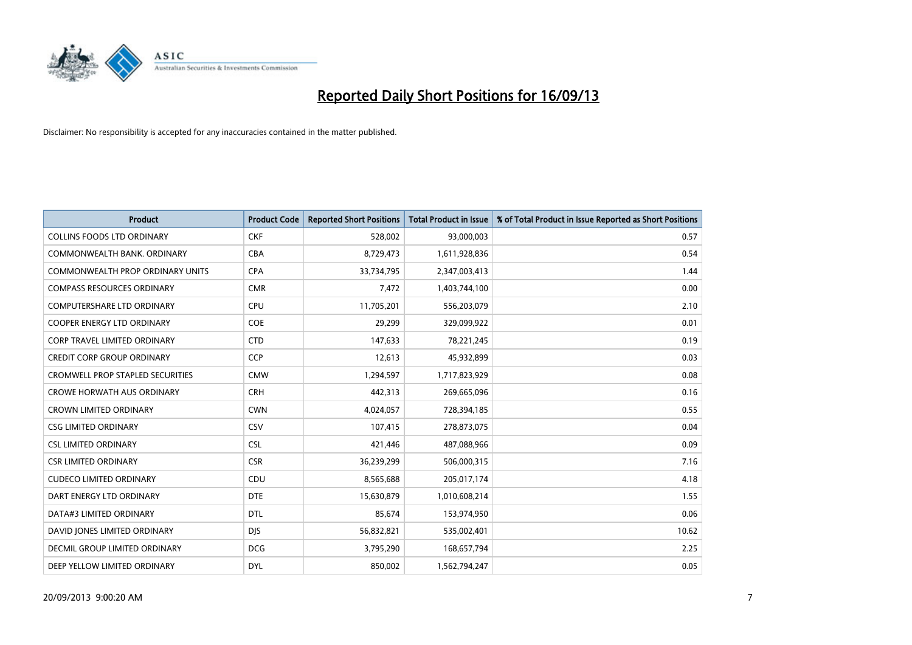# Reported Daily Short Positions for 16/09/13

Disclaimer: No responsibility is accepted for any inaccuracies contained in the matter published.

| Product | Product Code | Reported Short Positions | Total Product in Issue | % of Total Product in Issue Reported as Short Positions |
|---|---|---|---|---|
| COLLINS FOODS LTD ORDINARY | CKF | 528,002 | 93,000,003 | 0.57 |
| COMMONWEALTH BANK. ORDINARY | CBA | 8,729,473 | 1,611,928,836 | 0.54 |
| COMMONWEALTH PROP ORDINARY UNITS | CPA | 33,734,795 | 2,347,003,413 | 1.44 |
| COMPASS RESOURCES ORDINARY | CMR | 7,472 | 1,403,744,100 | 0.00 |
| COMPUTERSHARE LTD ORDINARY | CPU | 11,705,201 | 556,203,079 | 2.10 |
| COOPER ENERGY LTD ORDINARY | COE | 29,299 | 329,099,922 | 0.01 |
| CORP TRAVEL LIMITED ORDINARY | CTD | 147,633 | 78,221,245 | 0.19 |
| CREDIT CORP GROUP ORDINARY | CCP | 12,613 | 45,932,899 | 0.03 |
| CROMWELL PROP STAPLED SECURITIES | CMW | 1,294,597 | 1,717,823,929 | 0.08 |
| CROWE HORWATH AUS ORDINARY | CRH | 442,313 | 269,665,096 | 0.16 |
| CROWN LIMITED ORDINARY | CWN | 4,024,057 | 728,394,185 | 0.55 |
| CSG LIMITED ORDINARY | CSV | 107,415 | 278,873,075 | 0.04 |
| CSL LIMITED ORDINARY | CSL | 421,446 | 487,088,966 | 0.09 |
| CSR LIMITED ORDINARY | CSR | 36,239,299 | 506,000,315 | 7.16 |
| CUDECO LIMITED ORDINARY | CDU | 8,565,688 | 205,017,174 | 4.18 |
| DART ENERGY LTD ORDINARY | DTE | 15,630,879 | 1,010,608,214 | 1.55 |
| DATA#3 LIMITED ORDINARY | DTL | 85,674 | 153,974,950 | 0.06 |
| DAVID JONES LIMITED ORDINARY | DJS | 56,832,821 | 535,002,401 | 10.62 |
| DECMIL GROUP LIMITED ORDINARY | DCG | 3,795,290 | 168,657,794 | 2.25 |
| DEEP YELLOW LIMITED ORDINARY | DYL | 850,002 | 1,562,794,247 | 0.05 |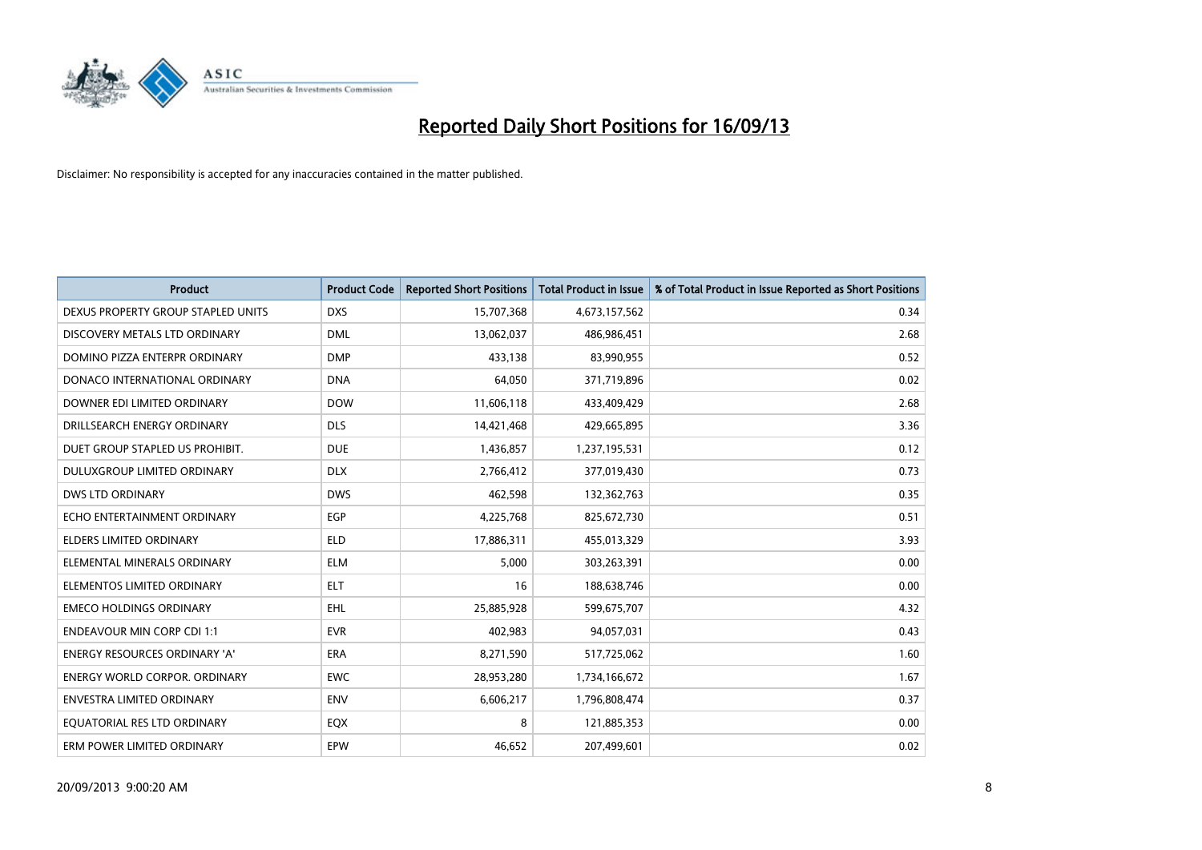# Reported Daily Short Positions for 16/09/13

Disclaimer: No responsibility is accepted for any inaccuracies contained in the matter published.

| Product | Product Code | Reported Short Positions | Total Product in Issue | % of Total Product in Issue Reported as Short Positions |
|---|---|---|---|---|
| DEXUS PROPERTY GROUP STAPLED UNITS | DXS | 15,707,368 | 4,673,157,562 | 0.34 |
| DISCOVERY METALS LTD ORDINARY | DML | 13,062,037 | 486,986,451 | 2.68 |
| DOMINO PIZZA ENTERPR ORDINARY | DMP | 433,138 | 83,990,955 | 0.52 |
| DONACO INTERNATIONAL ORDINARY | DNA | 64,050 | 371,719,896 | 0.02 |
| DOWNER EDI LIMITED ORDINARY | DOW | 11,606,118 | 433,409,429 | 2.68 |
| DRILLSEARCH ENERGY ORDINARY | DLS | 14,421,468 | 429,665,895 | 3.36 |
| DUET GROUP STAPLED US PROHIBIT. | DUE | 1,436,857 | 1,237,195,531 | 0.12 |
| DULUXGROUP LIMITED ORDINARY | DLX | 2,766,412 | 377,019,430 | 0.73 |
| DWS LTD ORDINARY | DWS | 462,598 | 132,362,763 | 0.35 |
| ECHO ENTERTAINMENT ORDINARY | EGP | 4,225,768 | 825,672,730 | 0.51 |
| ELDERS LIMITED ORDINARY | ELD | 17,886,311 | 455,013,329 | 3.93 |
| ELEMENTAL MINERALS ORDINARY | ELM | 5,000 | 303,263,391 | 0.00 |
| ELEMENTOS LIMITED ORDINARY | ELT | 16 | 188,638,746 | 0.00 |
| EMECO HOLDINGS ORDINARY | EHL | 25,885,928 | 599,675,707 | 4.32 |
| ENDEAVOUR MIN CORP CDI 1:1 | EVR | 402,983 | 94,057,031 | 0.43 |
| ENERGY RESOURCES ORDINARY 'A' | ERA | 8,271,590 | 517,725,062 | 1.60 |
| ENERGY WORLD CORPOR. ORDINARY | EWC | 28,953,280 | 1,734,166,672 | 1.67 |
| ENVESTRA LIMITED ORDINARY | ENV | 6,606,217 | 1,796,808,474 | 0.37 |
| EQUATORIAL RES LTD ORDINARY | EQX | 8 | 121,885,353 | 0.00 |
| ERM POWER LIMITED ORDINARY | EPW | 46,652 | 207,499,601 | 0.02 |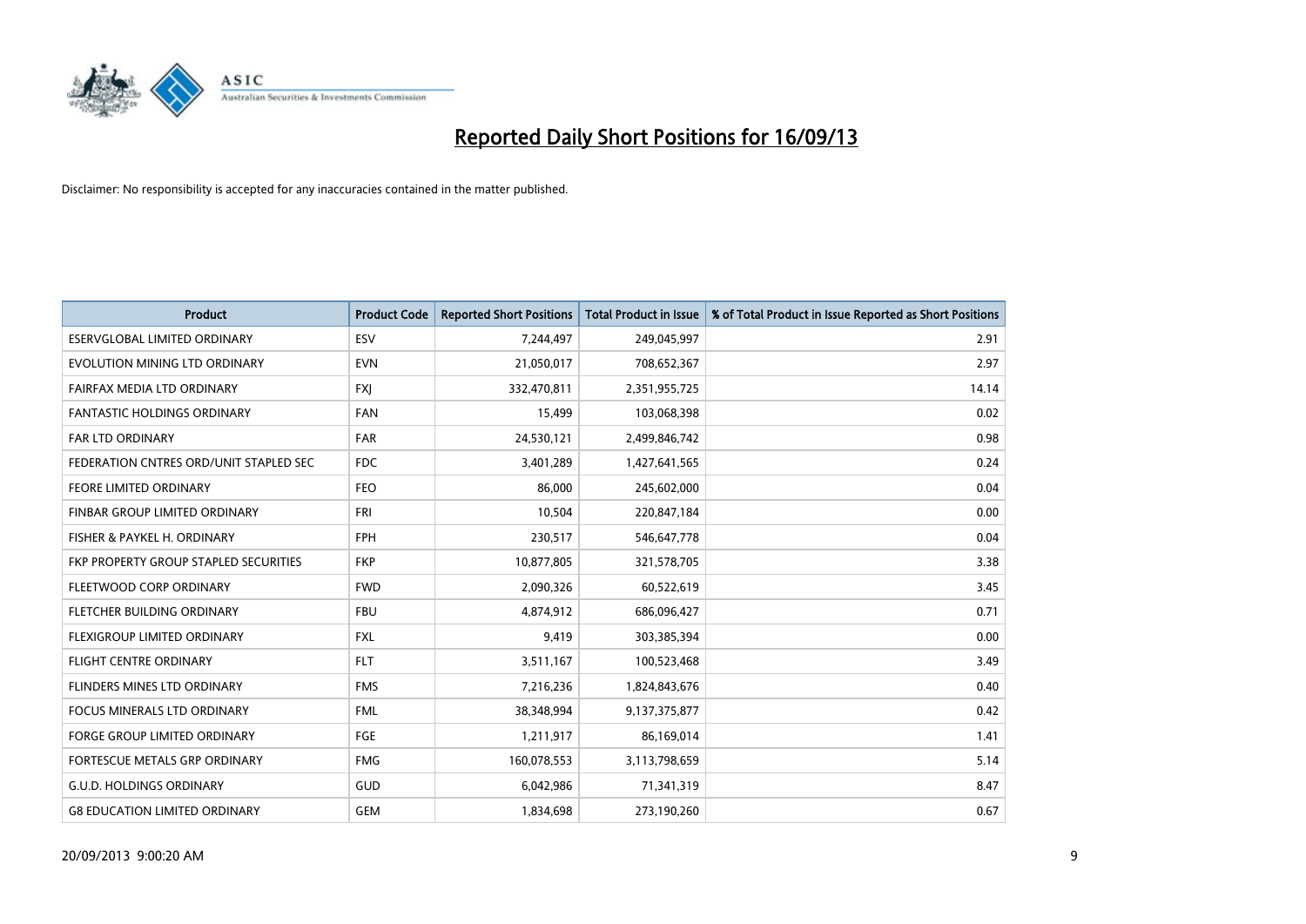# Reported Daily Short Positions for 16/09/13

Disclaimer: No responsibility is accepted for any inaccuracies contained in the matter published.

| Product | Product Code | Reported Short Positions | Total Product in Issue | % of Total Product in Issue Reported as Short Positions |
| --- | --- | --- | --- | --- |
| ESERVGLOBAL LIMITED ORDINARY | ESV | 7,244,497 | 249,045,997 | 2.91 |
| EVOLUTION MINING LTD ORDINARY | EVN | 21,050,017 | 708,652,367 | 2.97 |
| FAIRFAX MEDIA LTD ORDINARY | FXJ | 332,470,811 | 2,351,955,725 | 14.14 |
| FANTASTIC HOLDINGS ORDINARY | FAN | 15,499 | 103,068,398 | 0.02 |
| FAR LTD ORDINARY | FAR | 24,530,121 | 2,499,846,742 | 0.98 |
| FEDERATION CNTRES ORD/UNIT STAPLED SEC | FDC | 3,401,289 | 1,427,641,565 | 0.24 |
| FEORE LIMITED ORDINARY | FEO | 86,000 | 245,602,000 | 0.04 |
| FINBAR GROUP LIMITED ORDINARY | FRI | 10,504 | 220,847,184 | 0.00 |
| FISHER & PAYKEL H. ORDINARY | FPH | 230,517 | 546,647,778 | 0.04 |
| FKP PROPERTY GROUP STAPLED SECURITIES | FKP | 10,877,805 | 321,578,705 | 3.38 |
| FLEETWOOD CORP ORDINARY | FWD | 2,090,326 | 60,522,619 | 3.45 |
| FLETCHER BUILDING ORDINARY | FBU | 4,874,912 | 686,096,427 | 0.71 |
| FLEXIGROUP LIMITED ORDINARY | FXL | 9,419 | 303,385,394 | 0.00 |
| FLIGHT CENTRE ORDINARY | FLT | 3,511,167 | 100,523,468 | 3.49 |
| FLINDERS MINES LTD ORDINARY | FMS | 7,216,236 | 1,824,843,676 | 0.40 |
| FOCUS MINERALS LTD ORDINARY | FML | 38,348,994 | 9,137,375,877 | 0.42 |
| FORGE GROUP LIMITED ORDINARY | FGE | 1,211,917 | 86,169,014 | 1.41 |
| FORTESCUE METALS GRP ORDINARY | FMG | 160,078,553 | 3,113,798,659 | 5.14 |
| G.U.D. HOLDINGS ORDINARY | GUD | 6,042,986 | 71,341,319 | 8.47 |
| G8 EDUCATION LIMITED ORDINARY | GEM | 1,834,698 | 273,190,260 | 0.67 |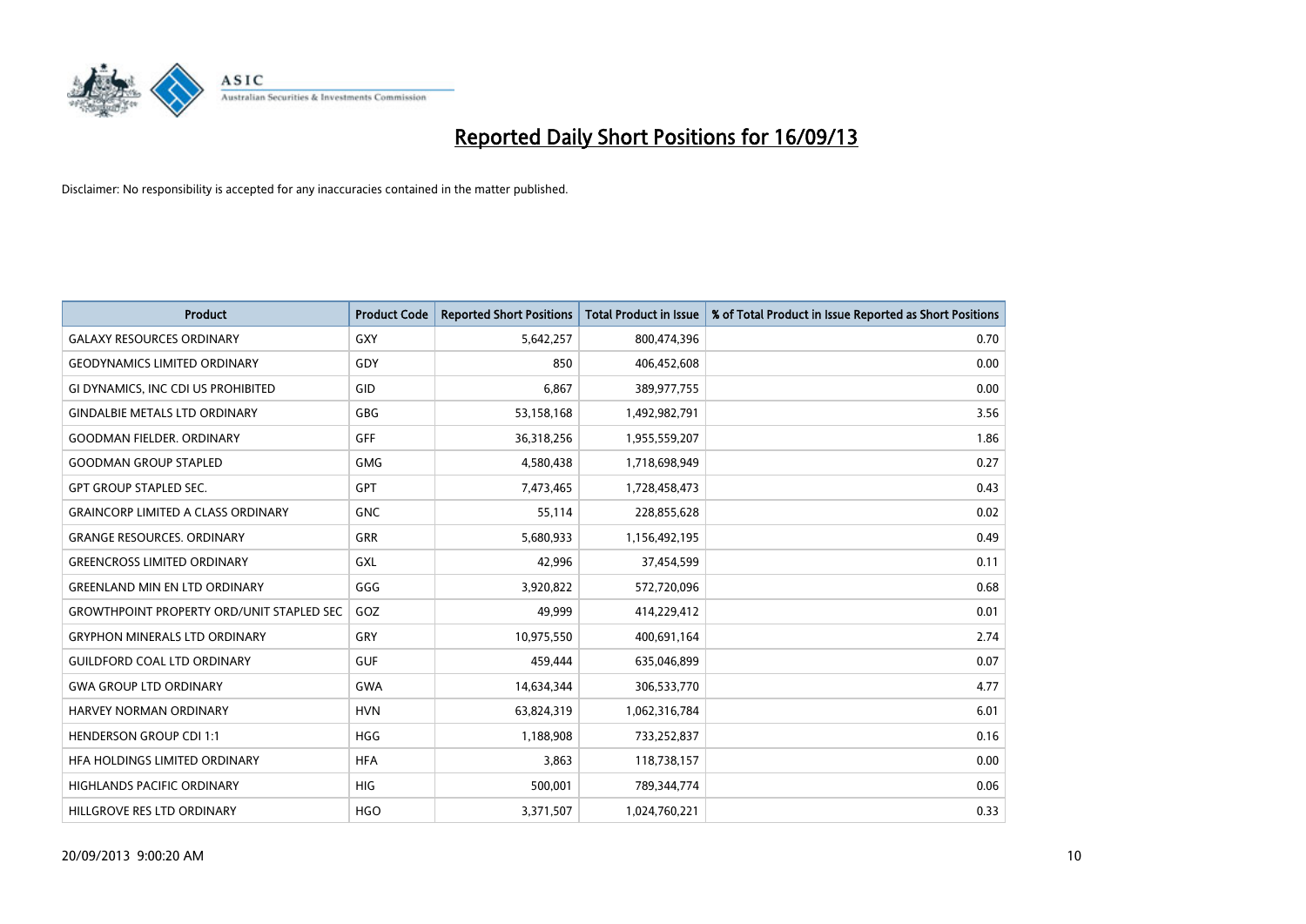# Reported Daily Short Positions for 16/09/13

Disclaimer: No responsibility is accepted for any inaccuracies contained in the matter published.

| Product | Product Code | Reported Short Positions | Total Product in Issue | % of Total Product in Issue Reported as Short Positions |
|---|---|---|---|---|
| GALAXY RESOURCES ORDINARY | GXY | 5,642,257 | 800,474,396 | 0.70 |
| GEODYNAMICS LIMITED ORDINARY | GDY | 850 | 406,452,608 | 0.00 |
| GI DYNAMICS, INC CDI US PROHIBITED | GID | 6,867 | 389,977,755 | 0.00 |
| GINDALBIE METALS LTD ORDINARY | GBG | 53,158,168 | 1,492,982,791 | 3.56 |
| GOODMAN FIELDER. ORDINARY | GFF | 36,318,256 | 1,955,559,207 | 1.86 |
| GOODMAN GROUP STAPLED | GMG | 4,580,438 | 1,718,698,949 | 0.27 |
| GPT GROUP STAPLED SEC. | GPT | 7,473,465 | 1,728,458,473 | 0.43 |
| GRAINCORP LIMITED A CLASS ORDINARY | GNC | 55,114 | 228,855,628 | 0.02 |
| GRANGE RESOURCES. ORDINARY | GRR | 5,680,933 | 1,156,492,195 | 0.49 |
| GREENCROSS LIMITED ORDINARY | GXL | 42,996 | 37,454,599 | 0.11 |
| GREENLAND MIN EN LTD ORDINARY | GGG | 3,920,822 | 572,720,096 | 0.68 |
| GROWTHPOINT PROPERTY ORD/UNIT STAPLED SEC | GOZ | 49,999 | 414,229,412 | 0.01 |
| GRYPHON MINERALS LTD ORDINARY | GRY | 10,975,550 | 400,691,164 | 2.74 |
| GUILDFORD COAL LTD ORDINARY | GUF | 459,444 | 635,046,899 | 0.07 |
| GWA GROUP LTD ORDINARY | GWA | 14,634,344 | 306,533,770 | 4.77 |
| HARVEY NORMAN ORDINARY | HVN | 63,824,319 | 1,062,316,784 | 6.01 |
| HENDERSON GROUP CDI 1:1 | HGG | 1,188,908 | 733,252,837 | 0.16 |
| HFA HOLDINGS LIMITED ORDINARY | HFA | 3,863 | 118,738,157 | 0.00 |
| HIGHLANDS PACIFIC ORDINARY | HIG | 500,001 | 789,344,774 | 0.06 |
| HILLGROVE RES LTD ORDINARY | HGO | 3,371,507 | 1,024,760,221 | 0.33 |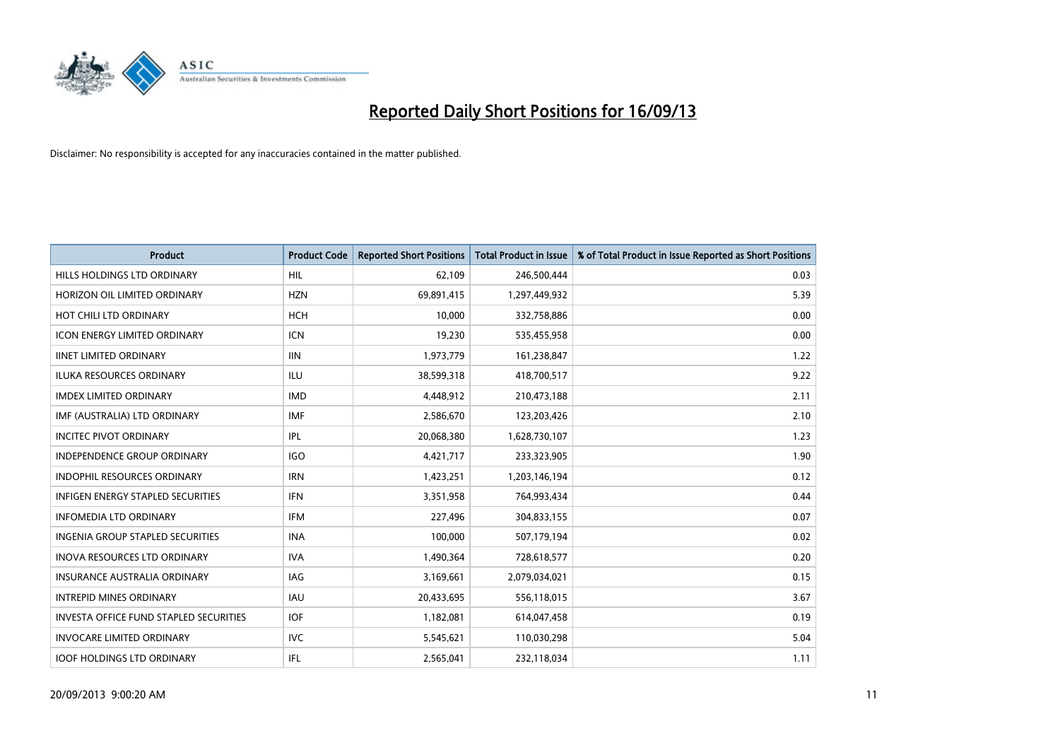# Reported Daily Short Positions for 16/09/13

Disclaimer: No responsibility is accepted for any inaccuracies contained in the matter published.

| Product | Product Code | Reported Short Positions | Total Product in Issue | % of Total Product in Issue Reported as Short Positions |
|---|---|---|---|---|
| HILLS HOLDINGS LTD ORDINARY | HIL | 62,109 | 246,500,444 | 0.03 |
| HORIZON OIL LIMITED ORDINARY | HZN | 69,891,415 | 1,297,449,932 | 5.39 |
| HOT CHILI LTD ORDINARY | HCH | 10,000 | 332,758,886 | 0.00 |
| ICON ENERGY LIMITED ORDINARY | ICN | 19,230 | 535,455,958 | 0.00 |
| IINET LIMITED ORDINARY | IIN | 1,973,779 | 161,238,847 | 1.22 |
| ILUKA RESOURCES ORDINARY | ILU | 38,599,318 | 418,700,517 | 9.22 |
| IMDEX LIMITED ORDINARY | IMD | 4,448,912 | 210,473,188 | 2.11 |
| IMF (AUSTRALIA) LTD ORDINARY | IMF | 2,586,670 | 123,203,426 | 2.10 |
| INCITEC PIVOT ORDINARY | IPL | 20,068,380 | 1,628,730,107 | 1.23 |
| INDEPENDENCE GROUP ORDINARY | IGO | 4,421,717 | 233,323,905 | 1.90 |
| INDOPHIL RESOURCES ORDINARY | IRN | 1,423,251 | 1,203,146,194 | 0.12 |
| INFIGEN ENERGY STAPLED SECURITIES | IFN | 3,351,958 | 764,993,434 | 0.44 |
| INFOMEDIA LTD ORDINARY | IFM | 227,496 | 304,833,155 | 0.07 |
| INGENIA GROUP STAPLED SECURITIES | INA | 100,000 | 507,179,194 | 0.02 |
| INOVA RESOURCES LTD ORDINARY | IVA | 1,490,364 | 728,618,577 | 0.20 |
| INSURANCE AUSTRALIA ORDINARY | IAG | 3,169,661 | 2,079,034,021 | 0.15 |
| INTREPID MINES ORDINARY | IAU | 20,433,695 | 556,118,015 | 3.67 |
| INVESTA OFFICE FUND STAPLED SECURITIES | IOF | 1,182,081 | 614,047,458 | 0.19 |
| INVOCARE LIMITED ORDINARY | IVC | 5,545,621 | 110,030,298 | 5.04 |
| IOOF HOLDINGS LTD ORDINARY | IFL | 2,565,041 | 232,118,034 | 1.11 |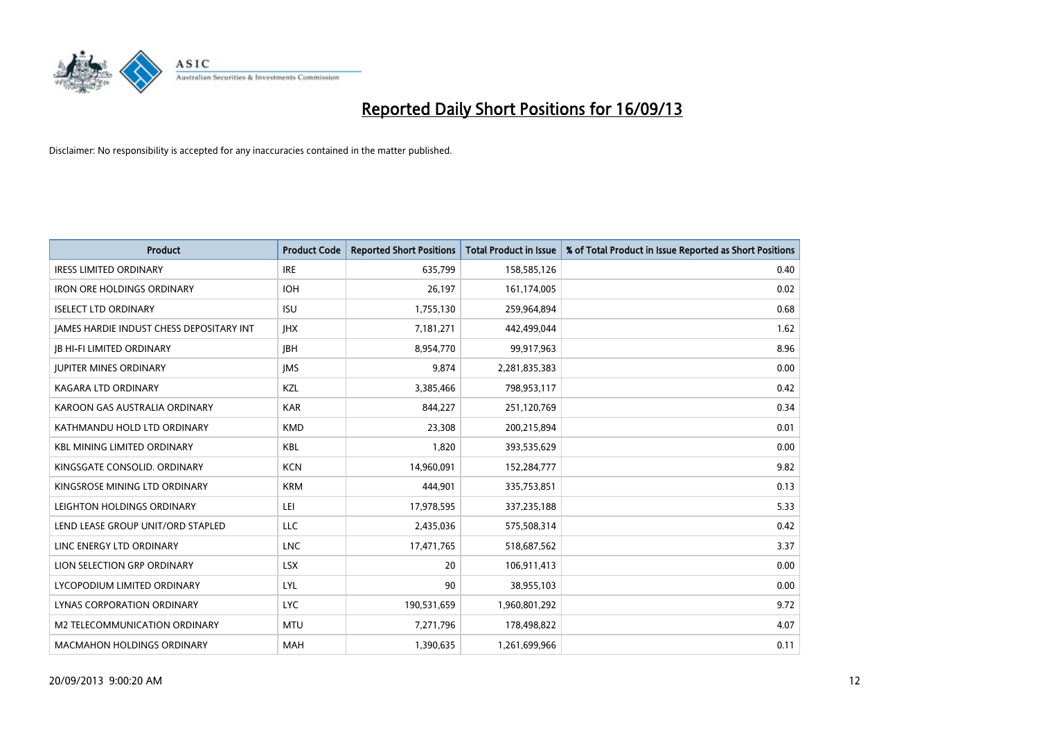# Reported Daily Short Positions for 16/09/13

Disclaimer: No responsibility is accepted for any inaccuracies contained in the matter published.

| Product | Product Code | Reported Short Positions | Total Product in Issue | % of Total Product in Issue Reported as Short Positions |
|---|---|---|---|---|
| IRESS LIMITED ORDINARY | IRE | 635,799 | 158,585,126 | 0.40 |
| IRON ORE HOLDINGS ORDINARY | IOH | 26,197 | 161,174,005 | 0.02 |
| ISELECT LTD ORDINARY | ISU | 1,755,130 | 259,964,894 | 0.68 |
| JAMES HARDIE INDUST CHESS DEPOSITARY INT | JHX | 7,181,271 | 442,499,044 | 1.62 |
| JB HI-FI LIMITED ORDINARY | JBH | 8,954,770 | 99,917,963 | 8.96 |
| JUPITER MINES ORDINARY | JMS | 9,874 | 2,281,835,383 | 0.00 |
| KAGARA LTD ORDINARY | KZL | 3,385,466 | 798,953,117 | 0.42 |
| KAROON GAS AUSTRALIA ORDINARY | KAR | 844,227 | 251,120,769 | 0.34 |
| KATHMANDU HOLD LTD ORDINARY | KMD | 23,308 | 200,215,894 | 0.01 |
| KBL MINING LIMITED ORDINARY | KBL | 1,820 | 393,535,629 | 0.00 |
| KINGSGATE CONSOLID. ORDINARY | KCN | 14,960,091 | 152,284,777 | 9.82 |
| KINGSROSE MINING LTD ORDINARY | KRM | 444,901 | 335,753,851 | 0.13 |
| LEIGHTON HOLDINGS ORDINARY | LEI | 17,978,595 | 337,235,188 | 5.33 |
| LEND LEASE GROUP UNIT/ORD STAPLED | LLC | 2,435,036 | 575,508,314 | 0.42 |
| LINC ENERGY LTD ORDINARY | LNC | 17,471,765 | 518,687,562 | 3.37 |
| LION SELECTION GRP ORDINARY | LSX | 20 | 106,911,413 | 0.00 |
| LYCOPODIUM LIMITED ORDINARY | LYL | 90 | 38,955,103 | 0.00 |
| LYNAS CORPORATION ORDINARY | LYC | 190,531,659 | 1,960,801,292 | 9.72 |
| M2 TELECOMMUNICATION ORDINARY | MTU | 7,271,796 | 178,498,822 | 4.07 |
| MACMAHON HOLDINGS ORDINARY | MAH | 1,390,635 | 1,261,699,966 | 0.11 |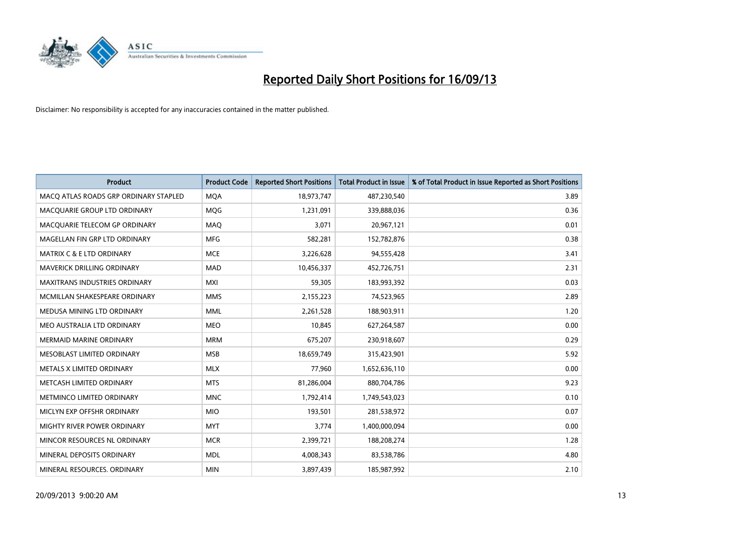# Reported Daily Short Positions for 16/09/13

Disclaimer: No responsibility is accepted for any inaccuracies contained in the matter published.

| Product | Product Code | Reported Short Positions | Total Product in Issue | % of Total Product in Issue Reported as Short Positions |
|---|---|---|---|---|
| MACQ ATLAS ROADS GRP ORDINARY STAPLED | MQA | 18,973,747 | 487,230,540 | 3.89 |
| MACQUARIE GROUP LTD ORDINARY | MQG | 1,231,091 | 339,888,036 | 0.36 |
| MACQUARIE TELECOM GP ORDINARY | MAQ | 3,071 | 20,967,121 | 0.01 |
| MAGELLAN FIN GRP LTD ORDINARY | MFG | 582,281 | 152,782,876 | 0.38 |
| MATRIX C & E LTD ORDINARY | MCE | 3,226,628 | 94,555,428 | 3.41 |
| MAVERICK DRILLING ORDINARY | MAD | 10,456,337 | 452,726,751 | 2.31 |
| MAXITRANS INDUSTRIES ORDINARY | MXI | 59,305 | 183,993,392 | 0.03 |
| MCMILLAN SHAKESPEARE ORDINARY | MMS | 2,155,223 | 74,523,965 | 2.89 |
| MEDUSA MINING LTD ORDINARY | MML | 2,261,528 | 188,903,911 | 1.20 |
| MEO AUSTRALIA LTD ORDINARY | MEO | 10,845 | 627,264,587 | 0.00 |
| MERMAID MARINE ORDINARY | MRM | 675,207 | 230,918,607 | 0.29 |
| MESOBLAST LIMITED ORDINARY | MSB | 18,659,749 | 315,423,901 | 5.92 |
| METALS X LIMITED ORDINARY | MLX | 77,960 | 1,652,636,110 | 0.00 |
| METCASH LIMITED ORDINARY | MTS | 81,286,004 | 880,704,786 | 9.23 |
| METMINCO LIMITED ORDINARY | MNC | 1,792,414 | 1,749,543,023 | 0.10 |
| MICLYN EXP OFFSHR ORDINARY | MIO | 193,501 | 281,538,972 | 0.07 |
| MIGHTY RIVER POWER ORDINARY | MYT | 3,774 | 1,400,000,094 | 0.00 |
| MINCOR RESOURCES NL ORDINARY | MCR | 2,399,721 | 188,208,274 | 1.28 |
| MINERAL DEPOSITS ORDINARY | MDL | 4,008,343 | 83,538,786 | 4.80 |
| MINERAL RESOURCES. ORDINARY | MIN | 3,897,439 | 185,987,992 | 2.10 |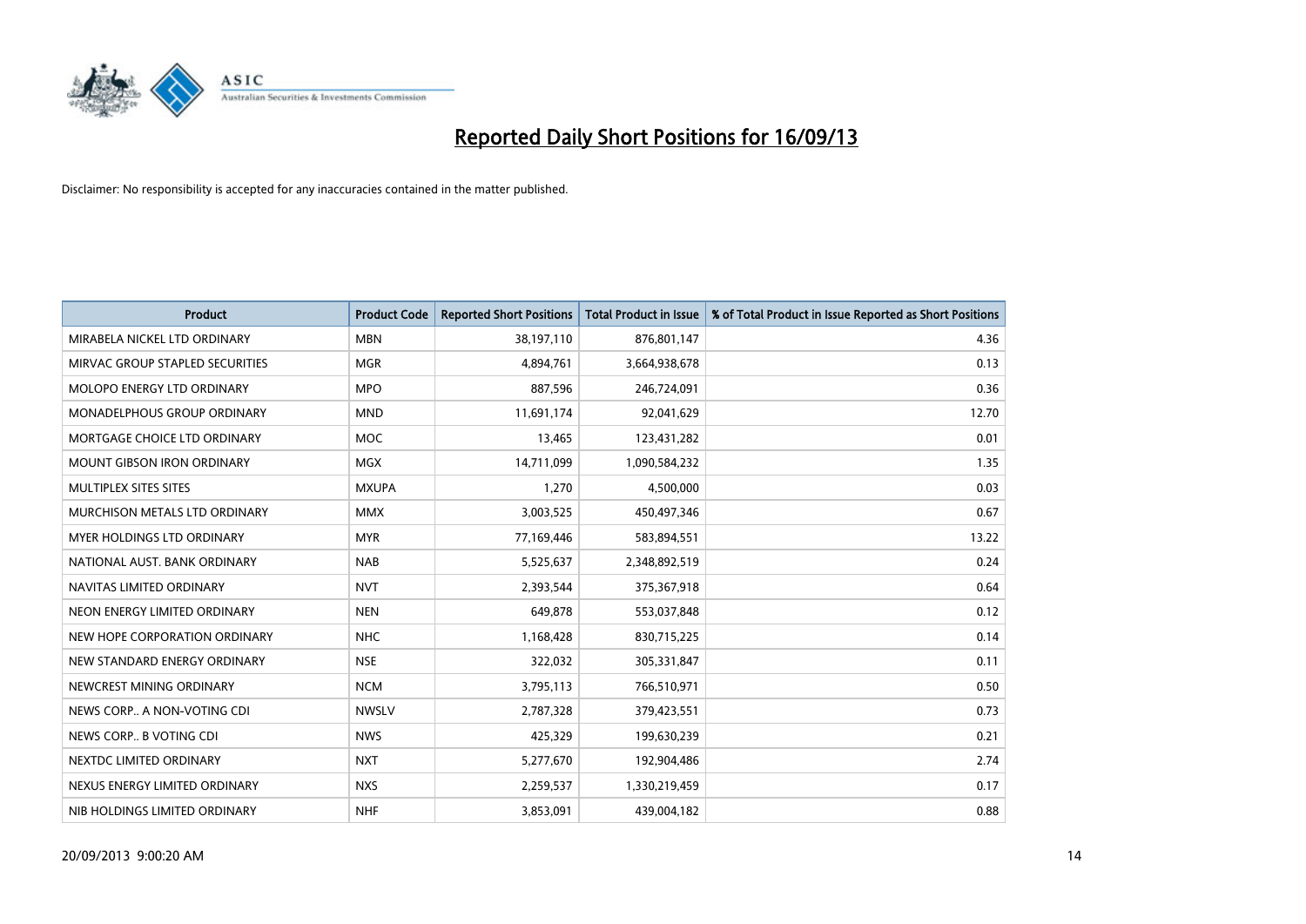# Reported Daily Short Positions for 16/09/13

Disclaimer: No responsibility is accepted for any inaccuracies contained in the matter published.

| Product | Product Code | Reported Short Positions | Total Product in Issue | % of Total Product in Issue Reported as Short Positions |
|---|---|---|---|---|
| MIRABELA NICKEL LTD ORDINARY | MBN | 38,197,110 | 876,801,147 | 4.36 |
| MIRVAC GROUP STAPLED SECURITIES | MGR | 4,894,761 | 3,664,938,678 | 0.13 |
| MOLOPO ENERGY LTD ORDINARY | MPO | 887,596 | 246,724,091 | 0.36 |
| MONADELPHOUS GROUP ORDINARY | MND | 11,691,174 | 92,041,629 | 12.70 |
| MORTGAGE CHOICE LTD ORDINARY | MOC | 13,465 | 123,431,282 | 0.01 |
| MOUNT GIBSON IRON ORDINARY | MGX | 14,711,099 | 1,090,584,232 | 1.35 |
| MULTIPLEX SITES SITES | MXUPA | 1,270 | 4,500,000 | 0.03 |
| MURCHISON METALS LTD ORDINARY | MMX | 3,003,525 | 450,497,346 | 0.67 |
| MYER HOLDINGS LTD ORDINARY | MYR | 77,169,446 | 583,894,551 | 13.22 |
| NATIONAL AUST. BANK ORDINARY | NAB | 5,525,637 | 2,348,892,519 | 0.24 |
| NAVITAS LIMITED ORDINARY | NVT | 2,393,544 | 375,367,918 | 0.64 |
| NEON ENERGY LIMITED ORDINARY | NEN | 649,878 | 553,037,848 | 0.12 |
| NEW HOPE CORPORATION ORDINARY | NHC | 1,168,428 | 830,715,225 | 0.14 |
| NEW STANDARD ENERGY ORDINARY | NSE | 322,032 | 305,331,847 | 0.11 |
| NEWCREST MINING ORDINARY | NCM | 3,795,113 | 766,510,971 | 0.50 |
| NEWS CORP.. A NON-VOTING CDI | NWSLV | 2,787,328 | 379,423,551 | 0.73 |
| NEWS CORP.. B VOTING CDI | NWS | 425,329 | 199,630,239 | 0.21 |
| NEXTDC LIMITED ORDINARY | NXT | 5,277,670 | 192,904,486 | 2.74 |
| NEXUS ENERGY LIMITED ORDINARY | NXS | 2,259,537 | 1,330,219,459 | 0.17 |
| NIB HOLDINGS LIMITED ORDINARY | NHF | 3,853,091 | 439,004,182 | 0.88 |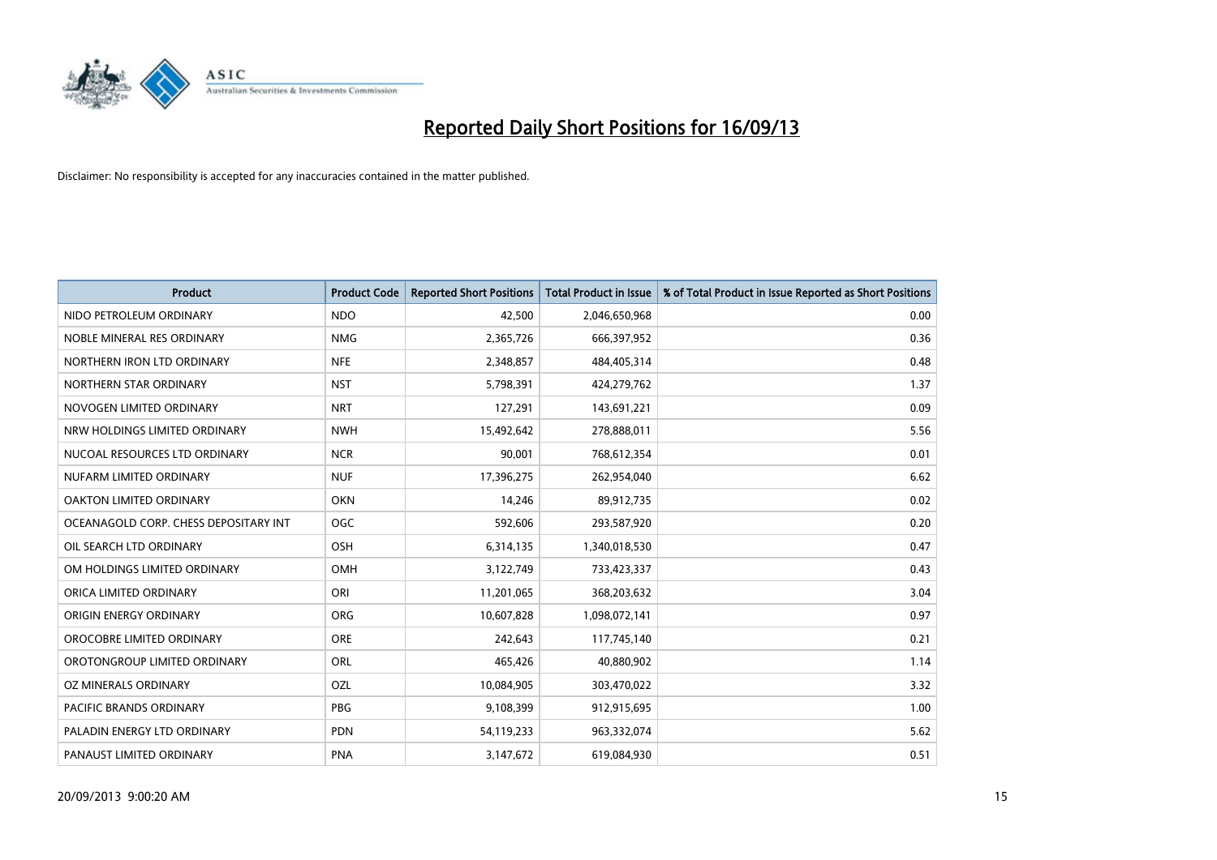# Reported Daily Short Positions for 16/09/13

Disclaimer: No responsibility is accepted for any inaccuracies contained in the matter published.

| Product | Product Code | Reported Short Positions | Total Product in Issue | % of Total Product in Issue Reported as Short Positions |
|---|---|---|---|---|
| NIDO PETROLEUM ORDINARY | NDO | 42,500 | 2,046,650,968 | 0.00 |
| NOBLE MINERAL RES ORDINARY | NMG | 2,365,726 | 666,397,952 | 0.36 |
| NORTHERN IRON LTD ORDINARY | NFE | 2,348,857 | 484,405,314 | 0.48 |
| NORTHERN STAR ORDINARY | NST | 5,798,391 | 424,279,762 | 1.37 |
| NOVOGEN LIMITED ORDINARY | NRT | 127,291 | 143,691,221 | 0.09 |
| NRW HOLDINGS LIMITED ORDINARY | NWH | 15,492,642 | 278,888,011 | 5.56 |
| NUCOAL RESOURCES LTD ORDINARY | NCR | 90,001 | 768,612,354 | 0.01 |
| NUFARM LIMITED ORDINARY | NUF | 17,396,275 | 262,954,040 | 6.62 |
| OAKTON LIMITED ORDINARY | OKN | 14,246 | 89,912,735 | 0.02 |
| OCEANAGOLD CORP. CHESS DEPOSITARY INT | OGC | 592,606 | 293,587,920 | 0.20 |
| OIL SEARCH LTD ORDINARY | OSH | 6,314,135 | 1,340,018,530 | 0.47 |
| OM HOLDINGS LIMITED ORDINARY | OMH | 3,122,749 | 733,423,337 | 0.43 |
| ORICA LIMITED ORDINARY | ORI | 11,201,065 | 368,203,632 | 3.04 |
| ORIGIN ENERGY ORDINARY | ORG | 10,607,828 | 1,098,072,141 | 0.97 |
| OROCOBRE LIMITED ORDINARY | ORE | 242,643 | 117,745,140 | 0.21 |
| OROTONGROUP LIMITED ORDINARY | ORL | 465,426 | 40,880,902 | 1.14 |
| OZ MINERALS ORDINARY | OZL | 10,084,905 | 303,470,022 | 3.32 |
| PACIFIC BRANDS ORDINARY | PBG | 9,108,399 | 912,915,695 | 1.00 |
| PALADIN ENERGY LTD ORDINARY | PDN | 54,119,233 | 963,332,074 | 5.62 |
| PANAUST LIMITED ORDINARY | PNA | 3,147,672 | 619,084,930 | 0.51 |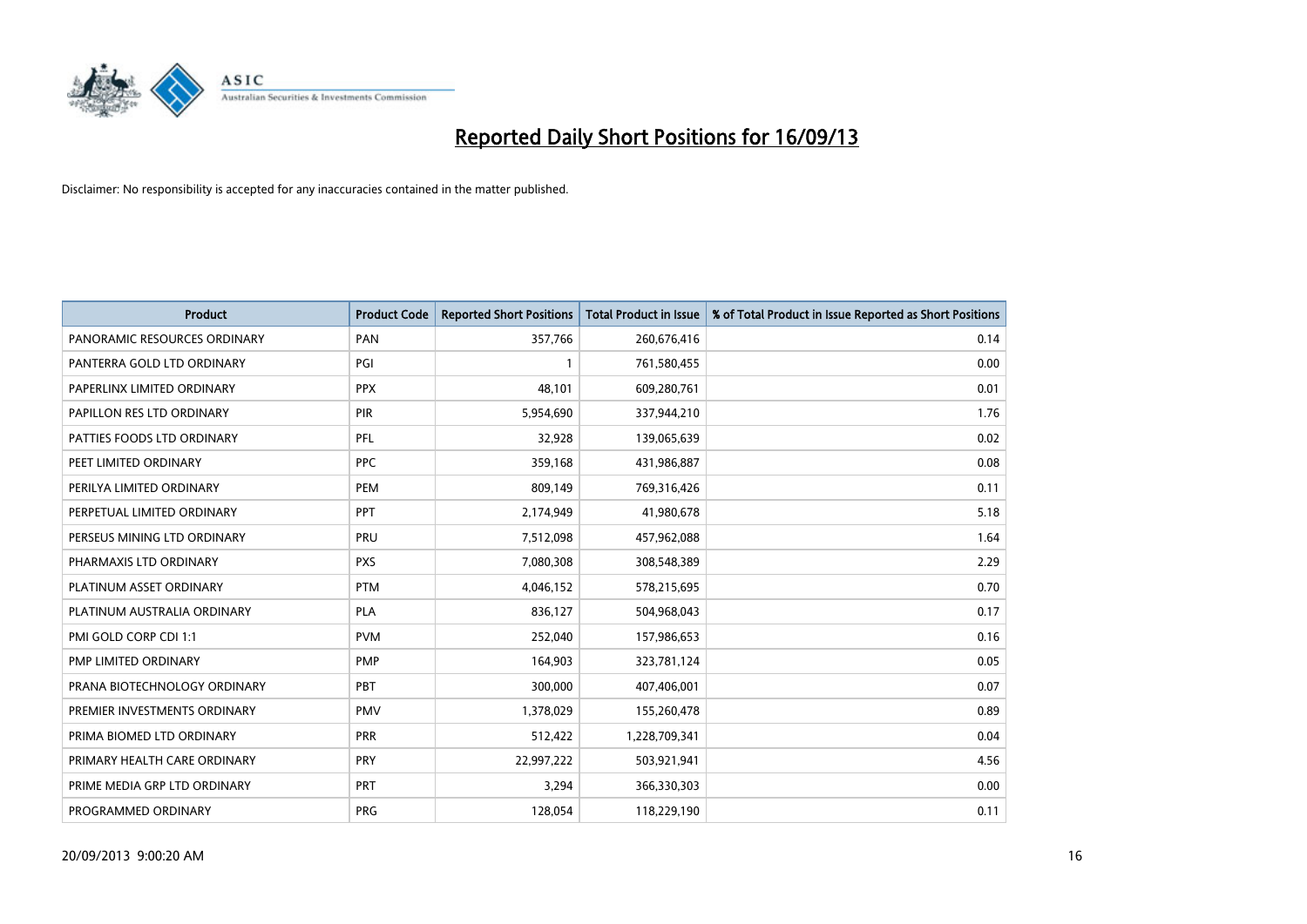# Reported Daily Short Positions for 16/09/13

Disclaimer: No responsibility is accepted for any inaccuracies contained in the matter published.

| Product | Product Code | Reported Short Positions | Total Product in Issue | % of Total Product in Issue Reported as Short Positions |
|---|---|---|---|---|
| PANORAMIC RESOURCES ORDINARY | PAN | 357,766 | 260,676,416 | 0.14 |
| PANTERRA GOLD LTD ORDINARY | PGI | 1 | 761,580,455 | 0.00 |
| PAPERLINX LIMITED ORDINARY | PPX | 48,101 | 609,280,761 | 0.01 |
| PAPILLON RES LTD ORDINARY | PIR | 5,954,690 | 337,944,210 | 1.76 |
| PATTIES FOODS LTD ORDINARY | PFL | 32,928 | 139,065,639 | 0.02 |
| PEET LIMITED ORDINARY | PPC | 359,168 | 431,986,887 | 0.08 |
| PERILYA LIMITED ORDINARY | PEM | 809,149 | 769,316,426 | 0.11 |
| PERPETUAL LIMITED ORDINARY | PPT | 2,174,949 | 41,980,678 | 5.18 |
| PERSEUS MINING LTD ORDINARY | PRU | 7,512,098 | 457,962,088 | 1.64 |
| PHARMAXIS LTD ORDINARY | PXS | 7,080,308 | 308,548,389 | 2.29 |
| PLATINUM ASSET ORDINARY | PTM | 4,046,152 | 578,215,695 | 0.70 |
| PLATINUM AUSTRALIA ORDINARY | PLA | 836,127 | 504,968,043 | 0.17 |
| PMI GOLD CORP CDI 1:1 | PVM | 252,040 | 157,986,653 | 0.16 |
| PMP LIMITED ORDINARY | PMP | 164,903 | 323,781,124 | 0.05 |
| PRANA BIOTECHNOLOGY ORDINARY | PBT | 300,000 | 407,406,001 | 0.07 |
| PREMIER INVESTMENTS ORDINARY | PMV | 1,378,029 | 155,260,478 | 0.89 |
| PRIMA BIOMED LTD ORDINARY | PRR | 512,422 | 1,228,709,341 | 0.04 |
| PRIMARY HEALTH CARE ORDINARY | PRY | 22,997,222 | 503,921,941 | 4.56 |
| PRIME MEDIA GRP LTD ORDINARY | PRT | 3,294 | 366,330,303 | 0.00 |
| PROGRAMMED ORDINARY | PRG | 128,054 | 118,229,190 | 0.11 |

20/09/2013 9:00:20 AM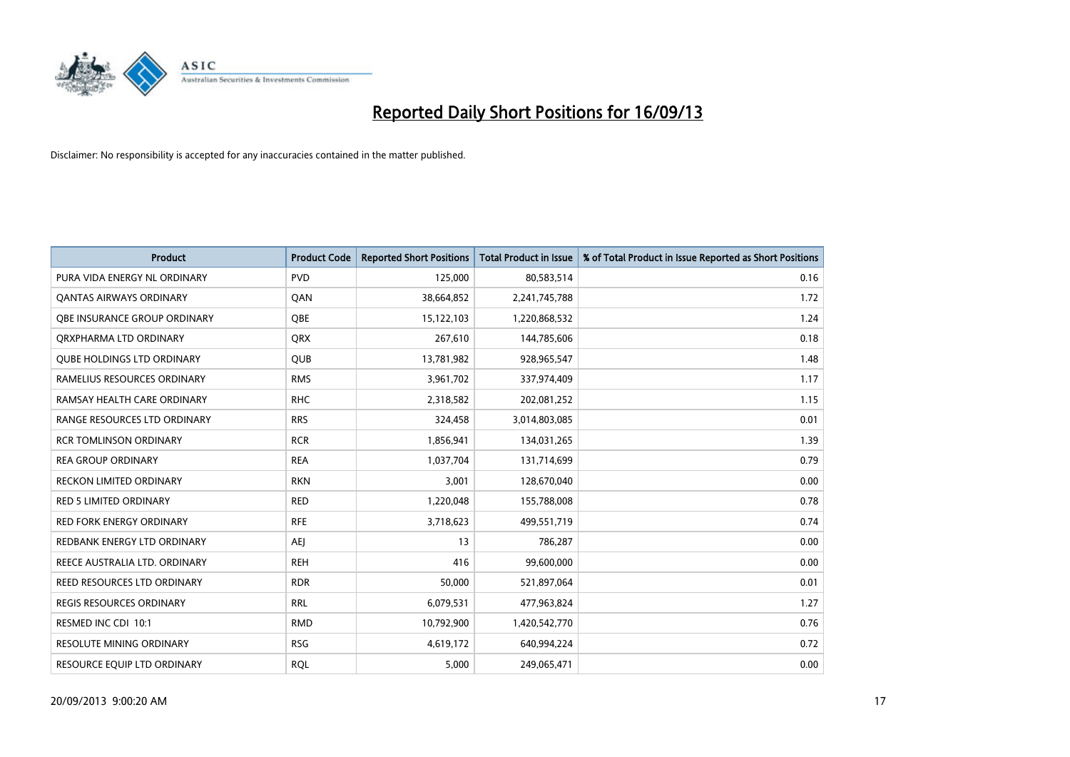# Reported Daily Short Positions for 16/09/13

Disclaimer: No responsibility is accepted for any inaccuracies contained in the matter published.

| Product | Product Code | Reported Short Positions | Total Product in Issue | % of Total Product in Issue Reported as Short Positions |
|---|---|---|---|---|
| PURA VIDA ENERGY NL ORDINARY | PVD | 125,000 | 80,583,514 | 0.16 |
| QANTAS AIRWAYS ORDINARY | QAN | 38,664,852 | 2,241,745,788 | 1.72 |
| QBE INSURANCE GROUP ORDINARY | QBE | 15,122,103 | 1,220,868,532 | 1.24 |
| QRXPHARMA LTD ORDINARY | QRX | 267,610 | 144,785,606 | 0.18 |
| QUBE HOLDINGS LTD ORDINARY | QUB | 13,781,982 | 928,965,547 | 1.48 |
| RAMELIUS RESOURCES ORDINARY | RMS | 3,961,702 | 337,974,409 | 1.17 |
| RAMSAY HEALTH CARE ORDINARY | RHC | 2,318,582 | 202,081,252 | 1.15 |
| RANGE RESOURCES LTD ORDINARY | RRS | 324,458 | 3,014,803,085 | 0.01 |
| RCR TOMLINSON ORDINARY | RCR | 1,856,941 | 134,031,265 | 1.39 |
| REA GROUP ORDINARY | REA | 1,037,704 | 131,714,699 | 0.79 |
| RECKON LIMITED ORDINARY | RKN | 3,001 | 128,670,040 | 0.00 |
| RED 5 LIMITED ORDINARY | RED | 1,220,048 | 155,788,008 | 0.78 |
| RED FORK ENERGY ORDINARY | RFE | 3,718,623 | 499,551,719 | 0.74 |
| REDBANK ENERGY LTD ORDINARY | AEJ | 13 | 786,287 | 0.00 |
| REECE AUSTRALIA LTD. ORDINARY | REH | 416 | 99,600,000 | 0.00 |
| REED RESOURCES LTD ORDINARY | RDR | 50,000 | 521,897,064 | 0.01 |
| REGIS RESOURCES ORDINARY | RRL | 6,079,531 | 477,963,824 | 1.27 |
| RESMED INC CDI 10:1 | RMD | 10,792,900 | 1,420,542,770 | 0.76 |
| RESOLUTE MINING ORDINARY | RSG | 4,619,172 | 640,994,224 | 0.72 |
| RESOURCE EQUIP LTD ORDINARY | RQL | 5,000 | 249,065,471 | 0.00 |

20/09/2013 9:00:20 AM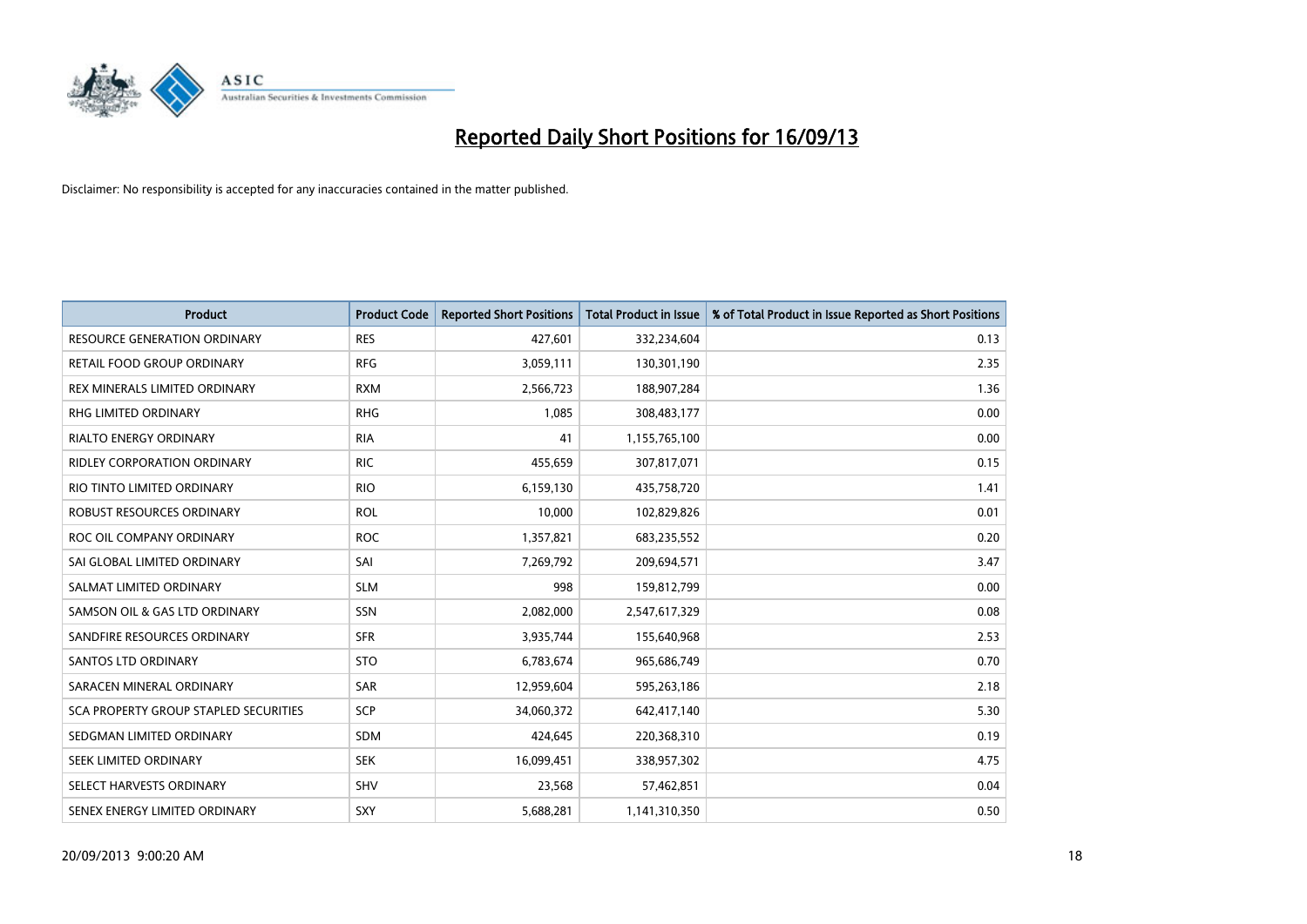# Reported Daily Short Positions for 16/09/13

Disclaimer: No responsibility is accepted for any inaccuracies contained in the matter published.

| Product | Product Code | Reported Short Positions | Total Product in Issue | % of Total Product in Issue Reported as Short Positions |
| --- | --- | --- | --- | --- |
| RESOURCE GENERATION ORDINARY | RES | 427,601 | 332,234,604 | 0.13 |
| RETAIL FOOD GROUP ORDINARY | RFG | 3,059,111 | 130,301,190 | 2.35 |
| REX MINERALS LIMITED ORDINARY | RXM | 2,566,723 | 188,907,284 | 1.36 |
| RHG LIMITED ORDINARY | RHG | 1,085 | 308,483,177 | 0.00 |
| RIALTO ENERGY ORDINARY | RIA | 41 | 1,155,765,100 | 0.00 |
| RIDLEY CORPORATION ORDINARY | RIC | 455,659 | 307,817,071 | 0.15 |
| RIO TINTO LIMITED ORDINARY | RIO | 6,159,130 | 435,758,720 | 1.41 |
| ROBUST RESOURCES ORDINARY | ROL | 10,000 | 102,829,826 | 0.01 |
| ROC OIL COMPANY ORDINARY | ROC | 1,357,821 | 683,235,552 | 0.20 |
| SAI GLOBAL LIMITED ORDINARY | SAI | 7,269,792 | 209,694,571 | 3.47 |
| SALMAT LIMITED ORDINARY | SLM | 998 | 159,812,799 | 0.00 |
| SAMSON OIL & GAS LTD ORDINARY | SSN | 2,082,000 | 2,547,617,329 | 0.08 |
| SANDFIRE RESOURCES ORDINARY | SFR | 3,935,744 | 155,640,968 | 2.53 |
| SANTOS LTD ORDINARY | STO | 6,783,674 | 965,686,749 | 0.70 |
| SARACEN MINERAL ORDINARY | SAR | 12,959,604 | 595,263,186 | 2.18 |
| SCA PROPERTY GROUP STAPLED SECURITIES | SCP | 34,060,372 | 642,417,140 | 5.30 |
| SEDGMAN LIMITED ORDINARY | SDM | 424,645 | 220,368,310 | 0.19 |
| SEEK LIMITED ORDINARY | SEK | 16,099,451 | 338,957,302 | 4.75 |
| SELECT HARVESTS ORDINARY | SHV | 23,568 | 57,462,851 | 0.04 |
| SENEX ENERGY LIMITED ORDINARY | SXY | 5,688,281 | 1,141,310,350 | 0.50 |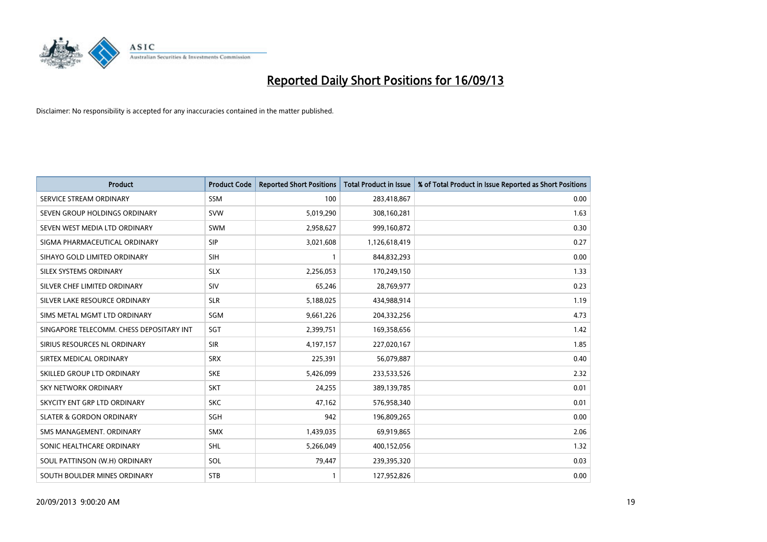# Reported Daily Short Positions for 16/09/13

Disclaimer: No responsibility is accepted for any inaccuracies contained in the matter published.

| Product | Product Code | Reported Short Positions | Total Product in Issue | % of Total Product in Issue Reported as Short Positions |
|---|---|---|---|---|
| SERVICE STREAM ORDINARY | SSM | 100 | 283,418,867 | 0.00 |
| SEVEN GROUP HOLDINGS ORDINARY | SVW | 5,019,290 | 308,160,281 | 1.63 |
| SEVEN WEST MEDIA LTD ORDINARY | SWM | 2,958,627 | 999,160,872 | 0.30 |
| SIGMA PHARMACEUTICAL ORDINARY | SIP | 3,021,608 | 1,126,618,419 | 0.27 |
| SIHAYO GOLD LIMITED ORDINARY | SIH | 1 | 844,832,293 | 0.00 |
| SILEX SYSTEMS ORDINARY | SLX | 2,256,053 | 170,249,150 | 1.33 |
| SILVER CHEF LIMITED ORDINARY | SIV | 65,246 | 28,769,977 | 0.23 |
| SILVER LAKE RESOURCE ORDINARY | SLR | 5,188,025 | 434,988,914 | 1.19 |
| SIMS METAL MGMT LTD ORDINARY | SGM | 9,661,226 | 204,332,256 | 4.73 |
| SINGAPORE TELECOMM. CHESS DEPOSITARY INT | SGT | 2,399,751 | 169,358,656 | 1.42 |
| SIRIUS RESOURCES NL ORDINARY | SIR | 4,197,157 | 227,020,167 | 1.85 |
| SIRTEX MEDICAL ORDINARY | SRX | 225,391 | 56,079,887 | 0.40 |
| SKILLED GROUP LTD ORDINARY | SKE | 5,426,099 | 233,533,526 | 2.32 |
| SKY NETWORK ORDINARY | SKT | 24,255 | 389,139,785 | 0.01 |
| SKYCITY ENT GRP LTD ORDINARY | SKC | 47,162 | 576,958,340 | 0.01 |
| SLATER & GORDON ORDINARY | SGH | 942 | 196,809,265 | 0.00 |
| SMS MANAGEMENT. ORDINARY | SMX | 1,439,035 | 69,919,865 | 2.06 |
| SONIC HEALTHCARE ORDINARY | SHL | 5,266,049 | 400,152,056 | 1.32 |
| SOUL PATTINSON (W.H) ORDINARY | SOL | 79,447 | 239,395,320 | 0.03 |
| SOUTH BOULDER MINES ORDINARY | STB | 1 | 127,952,826 | 0.00 |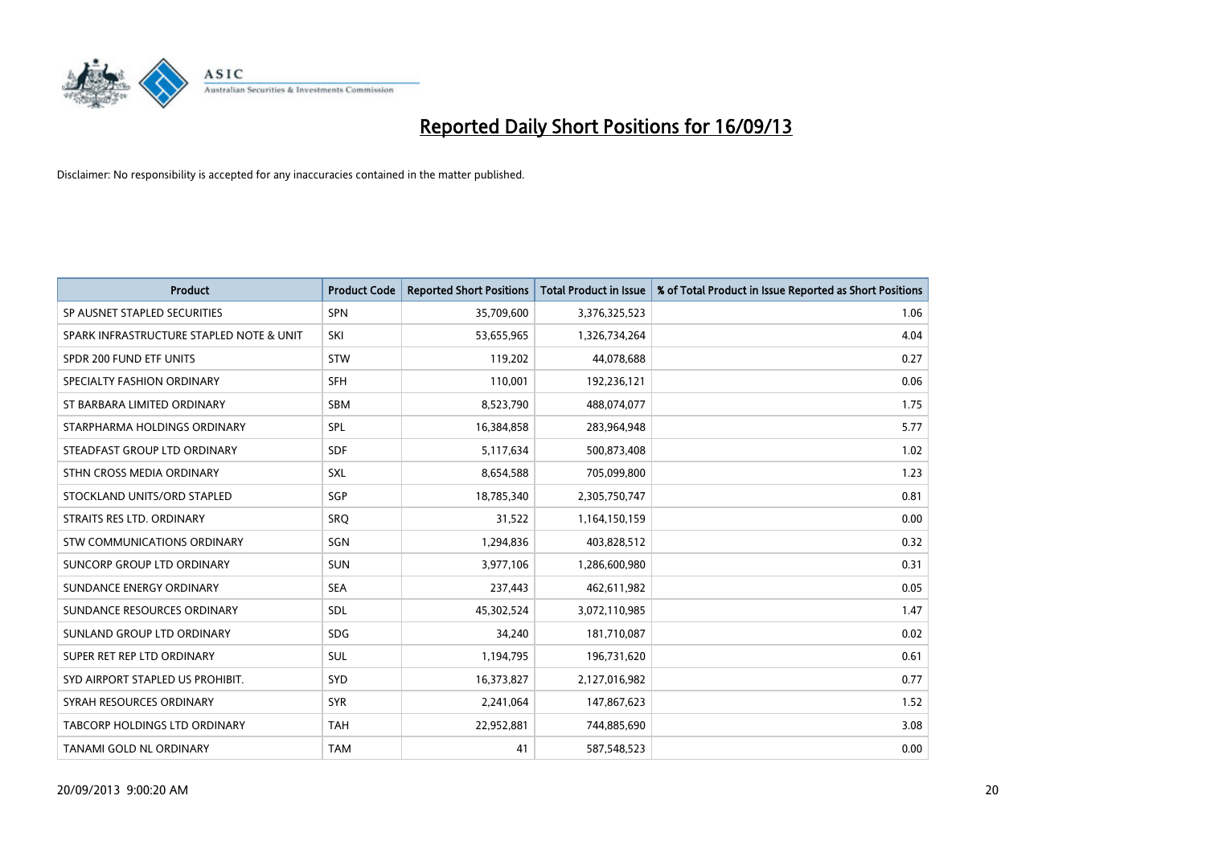# Reported Daily Short Positions for 16/09/13

Disclaimer: No responsibility is accepted for any inaccuracies contained in the matter published.

| Product | Product Code | Reported Short Positions | Total Product in Issue | % of Total Product in Issue Reported as Short Positions |
|---|---|---|---|---|
| SP AUSNET STAPLED SECURITIES | SPN | 35,709,600 | 3,376,325,523 | 1.06 |
| SPARK INFRASTRUCTURE STAPLED NOTE & UNIT | SKI | 53,655,965 | 1,326,734,264 | 4.04 |
| SPDR 200 FUND ETF UNITS | STW | 119,202 | 44,078,688 | 0.27 |
| SPECIALTY FASHION ORDINARY | SFH | 110,001 | 192,236,121 | 0.06 |
| ST BARBARA LIMITED ORDINARY | SBM | 8,523,790 | 488,074,077 | 1.75 |
| STARPHARMA HOLDINGS ORDINARY | SPL | 16,384,858 | 283,964,948 | 5.77 |
| STEADFAST GROUP LTD ORDINARY | SDF | 5,117,634 | 500,873,408 | 1.02 |
| STHN CROSS MEDIA ORDINARY | SXL | 8,654,588 | 705,099,800 | 1.23 |
| STOCKLAND UNITS/ORD STAPLED | SGP | 18,785,340 | 2,305,750,747 | 0.81 |
| STRAITS RES LTD. ORDINARY | SRQ | 31,522 | 1,164,150,159 | 0.00 |
| STW COMMUNICATIONS ORDINARY | SGN | 1,294,836 | 403,828,512 | 0.32 |
| SUNCORP GROUP LTD ORDINARY | SUN | 3,977,106 | 1,286,600,980 | 0.31 |
| SUNDANCE ENERGY ORDINARY | SEA | 237,443 | 462,611,982 | 0.05 |
| SUNDANCE RESOURCES ORDINARY | SDL | 45,302,524 | 3,072,110,985 | 1.47 |
| SUNLAND GROUP LTD ORDINARY | SDG | 34,240 | 181,710,087 | 0.02 |
| SUPER RET REP LTD ORDINARY | SUL | 1,194,795 | 196,731,620 | 0.61 |
| SYD AIRPORT STAPLED US PROHIBIT. | SYD | 16,373,827 | 2,127,016,982 | 0.77 |
| SYRAH RESOURCES ORDINARY | SYR | 2,241,064 | 147,867,623 | 1.52 |
| TABCORP HOLDINGS LTD ORDINARY | TAH | 22,952,881 | 744,885,690 | 3.08 |
| TANAMI GOLD NL ORDINARY | TAM | 41 | 587,548,523 | 0.00 |

20/09/2013 9:00:20 AM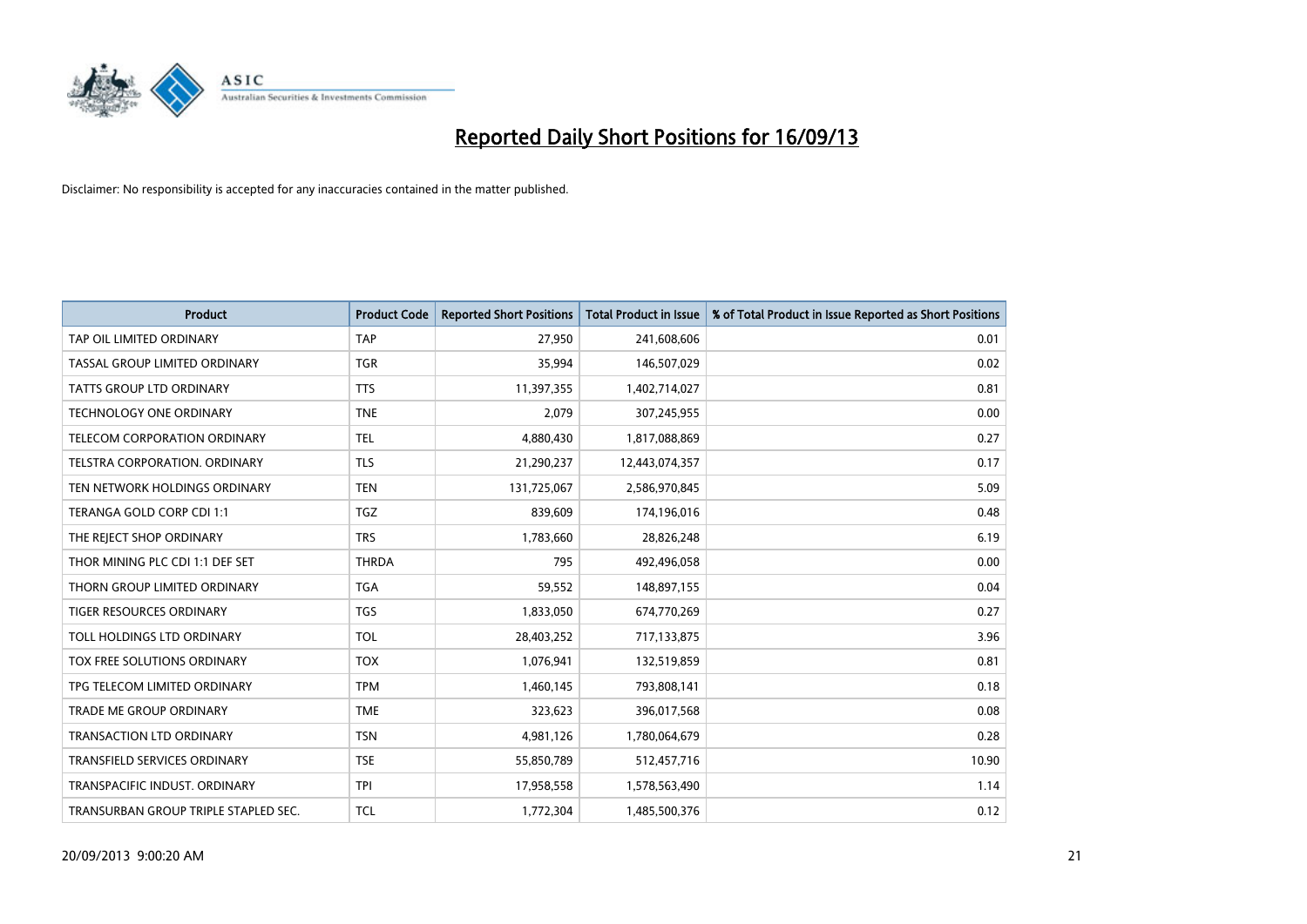# Reported Daily Short Positions for 16/09/13

Disclaimer: No responsibility is accepted for any inaccuracies contained in the matter published.

| Product | Product Code | Reported Short Positions | Total Product in Issue | % of Total Product in Issue Reported as Short Positions |
|---|---|---|---|---|
| TAP OIL LIMITED ORDINARY | TAP | 27,950 | 241,608,606 | 0.01 |
| TASSAL GROUP LIMITED ORDINARY | TGR | 35,994 | 146,507,029 | 0.02 |
| TATTS GROUP LTD ORDINARY | TTS | 11,397,355 | 1,402,714,027 | 0.81 |
| TECHNOLOGY ONE ORDINARY | TNE | 2,079 | 307,245,955 | 0.00 |
| TELECOM CORPORATION ORDINARY | TEL | 4,880,430 | 1,817,088,869 | 0.27 |
| TELSTRA CORPORATION. ORDINARY | TLS | 21,290,237 | 12,443,074,357 | 0.17 |
| TEN NETWORK HOLDINGS ORDINARY | TEN | 131,725,067 | 2,586,970,845 | 5.09 |
| TERANGA GOLD CORP CDI 1:1 | TGZ | 839,609 | 174,196,016 | 0.48 |
| THE REJECT SHOP ORDINARY | TRS | 1,783,660 | 28,826,248 | 6.19 |
| THOR MINING PLC CDI 1:1 DEF SET | THRDA | 795 | 492,496,058 | 0.00 |
| THORN GROUP LIMITED ORDINARY | TGA | 59,552 | 148,897,155 | 0.04 |
| TIGER RESOURCES ORDINARY | TGS | 1,833,050 | 674,770,269 | 0.27 |
| TOLL HOLDINGS LTD ORDINARY | TOL | 28,403,252 | 717,133,875 | 3.96 |
| TOX FREE SOLUTIONS ORDINARY | TOX | 1,076,941 | 132,519,859 | 0.81 |
| TPG TELECOM LIMITED ORDINARY | TPM | 1,460,145 | 793,808,141 | 0.18 |
| TRADE ME GROUP ORDINARY | TME | 323,623 | 396,017,568 | 0.08 |
| TRANSACTION LTD ORDINARY | TSN | 4,981,126 | 1,780,064,679 | 0.28 |
| TRANSFIELD SERVICES ORDINARY | TSE | 55,850,789 | 512,457,716 | 10.90 |
| TRANSPACIFIC INDUST. ORDINARY | TPI | 17,958,558 | 1,578,563,490 | 1.14 |
| TRANSURBAN GROUP TRIPLE STAPLED SEC. | TCL | 1,772,304 | 1,485,500,376 | 0.12 |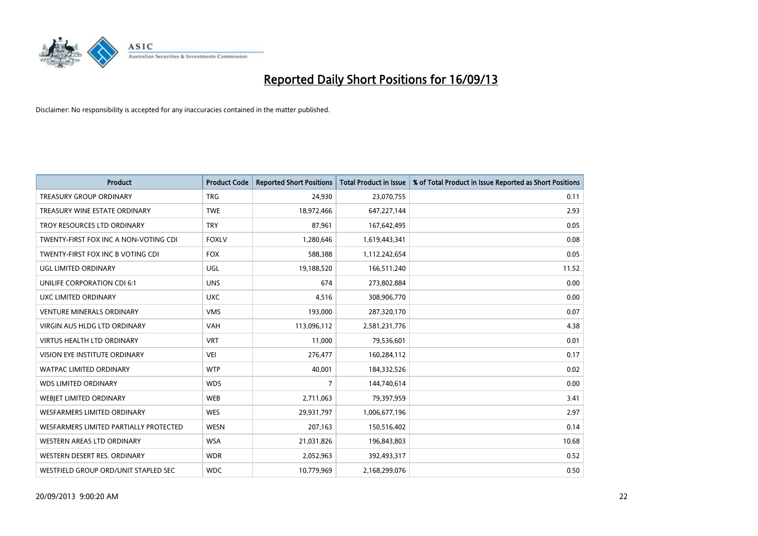# Reported Daily Short Positions for 16/09/13

Disclaimer: No responsibility is accepted for any inaccuracies contained in the matter published.

| Product | Product Code | Reported Short Positions | Total Product in Issue | % of Total Product in Issue Reported as Short Positions |
|---|---|---|---|---|
| TREASURY GROUP ORDINARY | TRG | 24,930 | 23,070,755 | 0.11 |
| TREASURY WINE ESTATE ORDINARY | TWE | 18,972,466 | 647,227,144 | 2.93 |
| TROY RESOURCES LTD ORDINARY | TRY | 87,961 | 167,642,495 | 0.05 |
| TWENTY-FIRST FOX INC A NON-VOTING CDI | FOXLV | 1,280,646 | 1,619,443,341 | 0.08 |
| TWENTY-FIRST FOX INC B VOTING CDI | FOX | 588,388 | 1,112,242,654 | 0.05 |
| UGL LIMITED ORDINARY | UGL | 19,188,520 | 166,511,240 | 11.52 |
| UNILIFE CORPORATION CDI 6:1 | UNS | 674 | 273,802,884 | 0.00 |
| UXC LIMITED ORDINARY | UXC | 4,516 | 308,906,770 | 0.00 |
| VENTURE MINERALS ORDINARY | VMS | 193,000 | 287,320,170 | 0.07 |
| VIRGIN AUS HLDG LTD ORDINARY | VAH | 113,096,112 | 2,581,231,776 | 4.38 |
| VIRTUS HEALTH LTD ORDINARY | VRT | 11,000 | 79,536,601 | 0.01 |
| VISION EYE INSTITUTE ORDINARY | VEI | 276,477 | 160,284,112 | 0.17 |
| WATPAC LIMITED ORDINARY | WTP | 40,001 | 184,332,526 | 0.02 |
| WDS LIMITED ORDINARY | WDS | 7 | 144,740,614 | 0.00 |
| WEBJET LIMITED ORDINARY | WEB | 2,711,063 | 79,397,959 | 3.41 |
| WESFARMERS LIMITED ORDINARY | WES | 29,931,797 | 1,006,677,196 | 2.97 |
| WESFARMERS LIMITED PARTIALLY PROTECTED | WESN | 207,163 | 150,516,402 | 0.14 |
| WESTERN AREAS LTD ORDINARY | WSA | 21,031,826 | 196,843,803 | 10.68 |
| WESTERN DESERT RES. ORDINARY | WDR | 2,052,963 | 392,493,317 | 0.52 |
| WESTFIELD GROUP ORD/UNIT STAPLED SEC | WDC | 10,779,969 | 2,168,299,076 | 0.50 |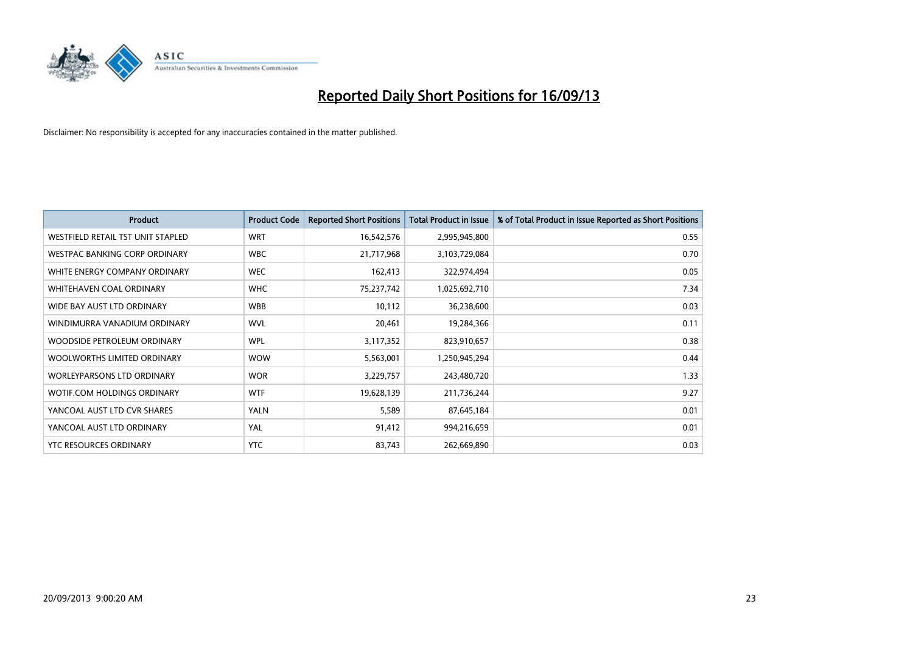# Reported Daily Short Positions for 16/09/13

Disclaimer: No responsibility is accepted for any inaccuracies contained in the matter published.

| Product | Product Code | Reported Short Positions | Total Product in Issue | % of Total Product in Issue Reported as Short Positions |
| --- | --- | --- | --- | --- |
| WESTFIELD RETAIL TST UNIT STAPLED | WRT | 16,542,576 | 2,995,945,800 | 0.55 |
| WESTPAC BANKING CORP ORDINARY | WBC | 21,717,968 | 3,103,729,084 | 0.70 |
| WHITE ENERGY COMPANY ORDINARY | WEC | 162,413 | 322,974,494 | 0.05 |
| WHITEHAVEN COAL ORDINARY | WHC | 75,237,742 | 1,025,692,710 | 7.34 |
| WIDE BAY AUST LTD ORDINARY | WBB | 10,112 | 36,238,600 | 0.03 |
| WINDIMURRA VANADIUM ORDINARY | WVL | 20,461 | 19,284,366 | 0.11 |
| WOODSIDE PETROLEUM ORDINARY | WPL | 3,117,352 | 823,910,657 | 0.38 |
| WOOLWORTHS LIMITED ORDINARY | WOW | 5,563,001 | 1,250,945,294 | 0.44 |
| WORLEYPARSONS LTD ORDINARY | WOR | 3,229,757 | 243,480,720 | 1.33 |
| WOTIF.COM HOLDINGS ORDINARY | WTF | 19,628,139 | 211,736,244 | 9.27 |
| YANCOAL AUST LTD CVR SHARES | YALN | 5,589 | 87,645,184 | 0.01 |
| YANCOAL AUST LTD ORDINARY | YAL | 91,412 | 994,216,659 | 0.01 |
| YTC RESOURCES ORDINARY | YTC | 83,743 | 262,669,890 | 0.03 |

20/09/2013 9:00:20 AM